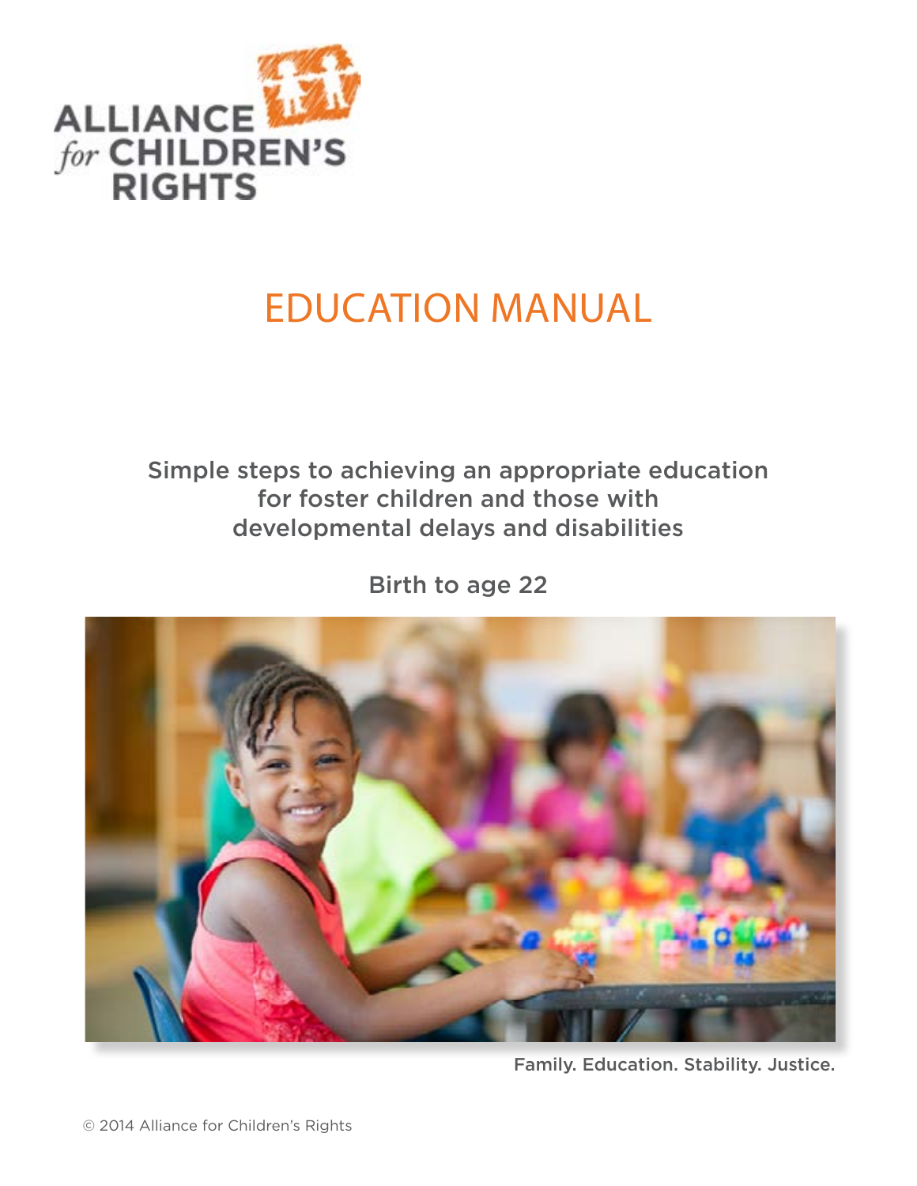ALLIANCE *for* CHILDREN'S RIGHTS

# EDUCATION MANUAL

Simple steps to achieving an appropriate education for foster children and those with developmental delays and disabilities

Birth to age 22

Family. Education. Stability. Justice.

© 2014 Alliance for Children's Rights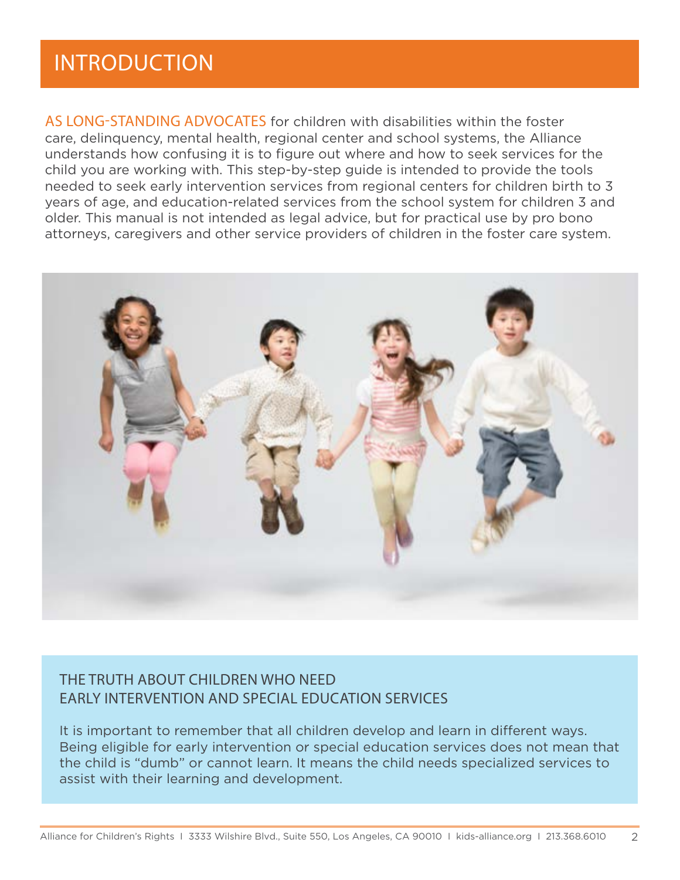# INTRODUCTION

AS LONG-STANDING ADVOCATES for children with disabilities within the foster care, delinquency, mental health, regional center and school systems, the Alliance understands how confusing it is to figure out where and how to seek services for the child you are working with. This step-by-step guide is intended to provide the tools needed to seek early intervention services from regional centers for children birth to 3 years of age, and education-related services from the school system for children 3 and older. This manual is not intended as legal advice, but for practical use by pro bono attorneys, caregivers and other service providers of children in the foster care system.

## THE TRUTH ABOUT CHILDREN WHO NEED EARLY INTERVENTION AND SPECIAL EDUCATION SERVICES

It is important to remember that all children develop and learn in different ways. Being eligible for early intervention or special education services does not mean that the child is "dumb" or cannot learn. It means the child needs specialized services to assist with their learning and development.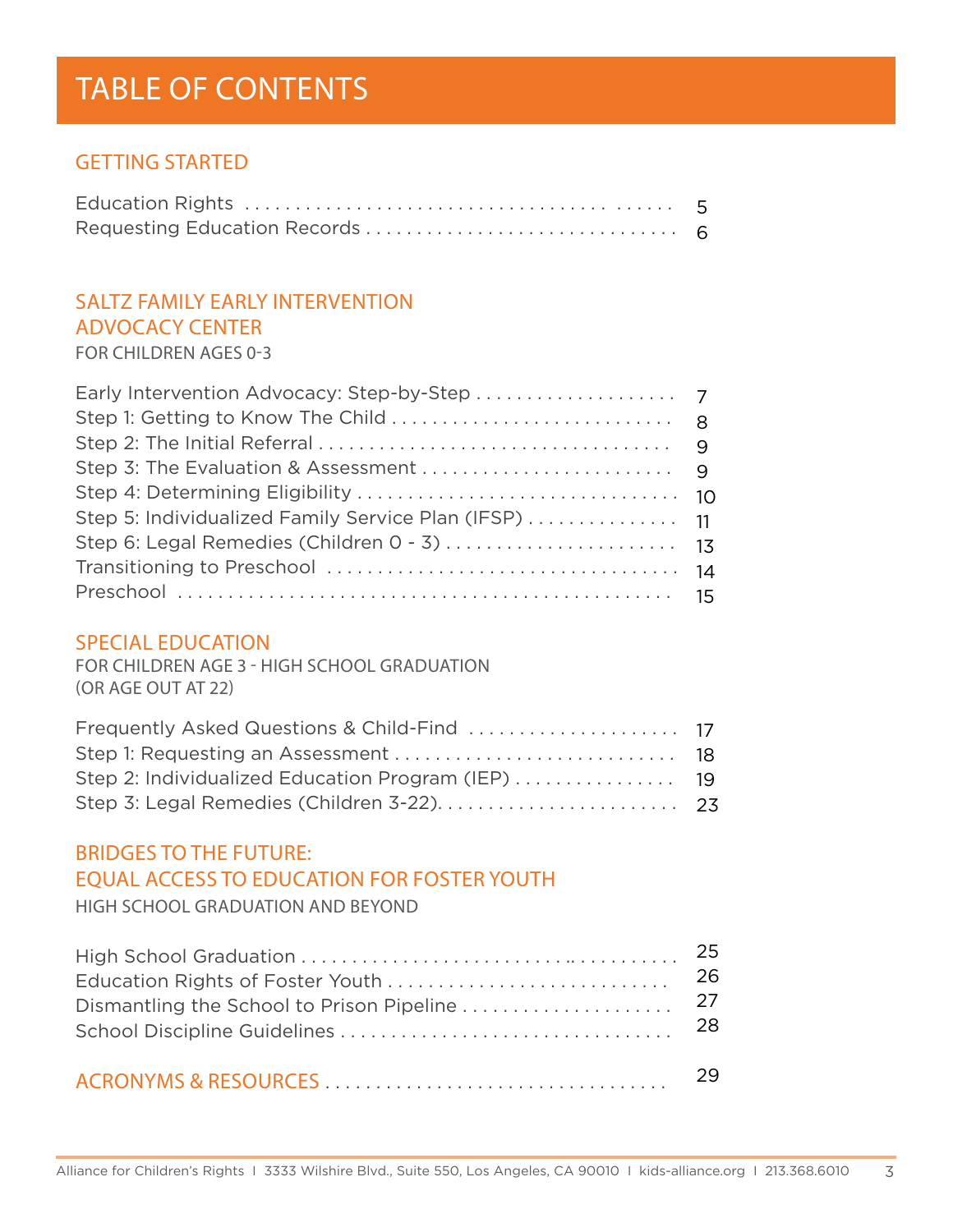# TABLE OF CONTENTS

## GETTING STARTED

Education Rights . . . . . . . . . . . . . . . . . . . . . . . . . . . . . . . . . . . . . . . . . . 5
Requesting Education Records . . . . . . . . . . . . . . . . . . . . . . . . . . . . . . . 6

## SALTZ FAMILY EARLY INTERVENTION ADVOCACY CENTER

FOR CHILDREN AGES 0-3

Early Intervention Advocacy: Step-by-Step . . . . . . . . . . . . . . . . . . . . 7
Step 1: Getting to Know The Child . . . . . . . . . . . . . . . . . . . . . . . . . . . . 8
Step 2: The Initial Referral . . . . . . . . . . . . . . . . . . . . . . . . . . . . . . . . . . 9
Step 3: The Evaluation & Assessment . . . . . . . . . . . . . . . . . . . . . . . . . 9
Step 4: Determining Eligibility . . . . . . . . . . . . . . . . . . . . . . . . . . . . . . . . 10
Step 5: Individualized Family Service Plan (IFSP) . . . . . . . . . . . . . . . 11
Step 6: Legal Remedies (Children 0 - 3) . . . . . . . . . . . . . . . . . . . . . . . 13
Transitioning to Preschool . . . . . . . . . . . . . . . . . . . . . . . . . . . . . . . . . . 14
Preschool . . . . . . . . . . . . . . . . . . . . . . . . . . . . . . . . . . . . . . . . . . . . . . . 15

## SPECIAL EDUCATION

FOR CHILDREN AGE 3 - HIGH SCHOOL GRADUATION (OR AGE OUT AT 22)

Frequently Asked Questions & Child-Find . . . . . . . . . . . . . . . . . . . . . 17
Step 1: Requesting an Assessment . . . . . . . . . . . . . . . . . . . . . . . . . . . 18
Step 2: Individualized Education Program (IEP) . . . . . . . . . . . . . . . . 19
Step 3: Legal Remedies (Children 3-22). . . . . . . . . . . . . . . . . . . . . . . . 23

## BRIDGES TO THE FUTURE: EQUAL ACCESS TO EDUCATION FOR FOSTER YOUTH

HIGH SCHOOL GRADUATION AND BEYOND

High School Graduation . . . . . . . . . . . . . . . . . . . . . . . . . . . . . . . . . . . . 25
Education Rights of Foster Youth . . . . . . . . . . . . . . . . . . . . . . . . . . . . 26
Dismantling the School to Prison Pipeline . . . . . . . . . . . . . . . . . . . . . 27
School Discipline Guidelines . . . . . . . . . . . . . . . . . . . . . . . . . . . . . . . . 28

## ACRONYMS & RESOURCES . . . . . . . . . . . . . . . . . . . . . . . . . . . . . . . . . 29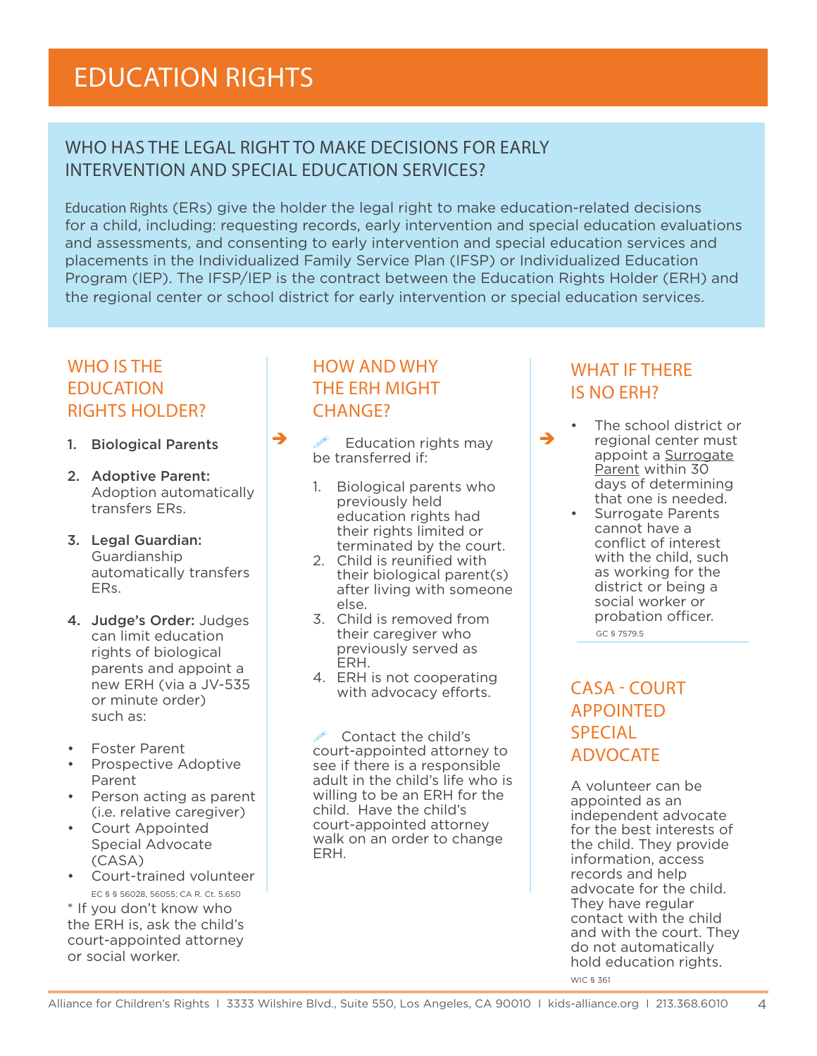# EDUCATION RIGHTS

## WHO HAS THE LEGAL RIGHT TO MAKE DECISIONS FOR EARLY INTERVENTION AND SPECIAL EDUCATION SERVICES?

Education Rights (ERs) give the holder the legal right to make education-related decisions for a child, including: requesting records, early intervention and special education evaluations and assessments, and consenting to early intervention and special education services and placements in the Individualized Family Service Plan (IFSP) or Individualized Education Program (IEP). The IFSP/IEP is the contract between the Education Rights Holder (ERH) and the regional center or school district for early intervention or special education services.

### WHO IS THE EDUCATION RIGHTS HOLDER?

1. **Biological Parents**
2. **Adoptive Parent:** Adoption automatically transfers ERs.
3. **Legal Guardian:** Guardianship automatically transfers ERs.
4. **Judge's Order:** Judges can limit education rights of biological parents and appoint a new ERH (via a JV-535 or minute order) such as:

- Foster Parent
- Prospective Adoptive Parent
- Person acting as parent (i.e. relative caregiver)
- Court Appointed Special Advocate (CASA)
- Court-trained volunteer

EC § § 56028, 56055; CA R. Ct. 5.650

* If you don't know who the ERH is, ask the child's court-appointed attorney or social worker.

### HOW AND WHY THE ERH MIGHT CHANGE?

Education rights may be transferred if:

1. Biological parents who previously held education rights had their rights limited or terminated by the court.
2. Child is reunified with their biological parent(s) after living with someone else.
3. Child is removed from their caregiver who previously served as ERH.
4. ERH is not cooperating with advocacy efforts.

Contact the child's court-appointed attorney to see if there is a responsible adult in the child's life who is willing to be an ERH for the child. Have the child's court-appointed attorney walk on an order to change ERH.

### WHAT IF THERE IS NO ERH?

- The school district or regional center must appoint a Surrogate Parent within 30 days of determining that one is needed.
- Surrogate Parents cannot have a conflict of interest with the child, such as working for the district or being a social worker or probation officer.

GC § 7579.5

### CASA - COURT APPOINTED SPECIAL ADVOCATE

A volunteer can be appointed as an independent advocate for the best interests of the child. They provide information, access records and help advocate for the child. They have regular contact with the child and with the court. They do not automatically hold education rights.

WIC § 361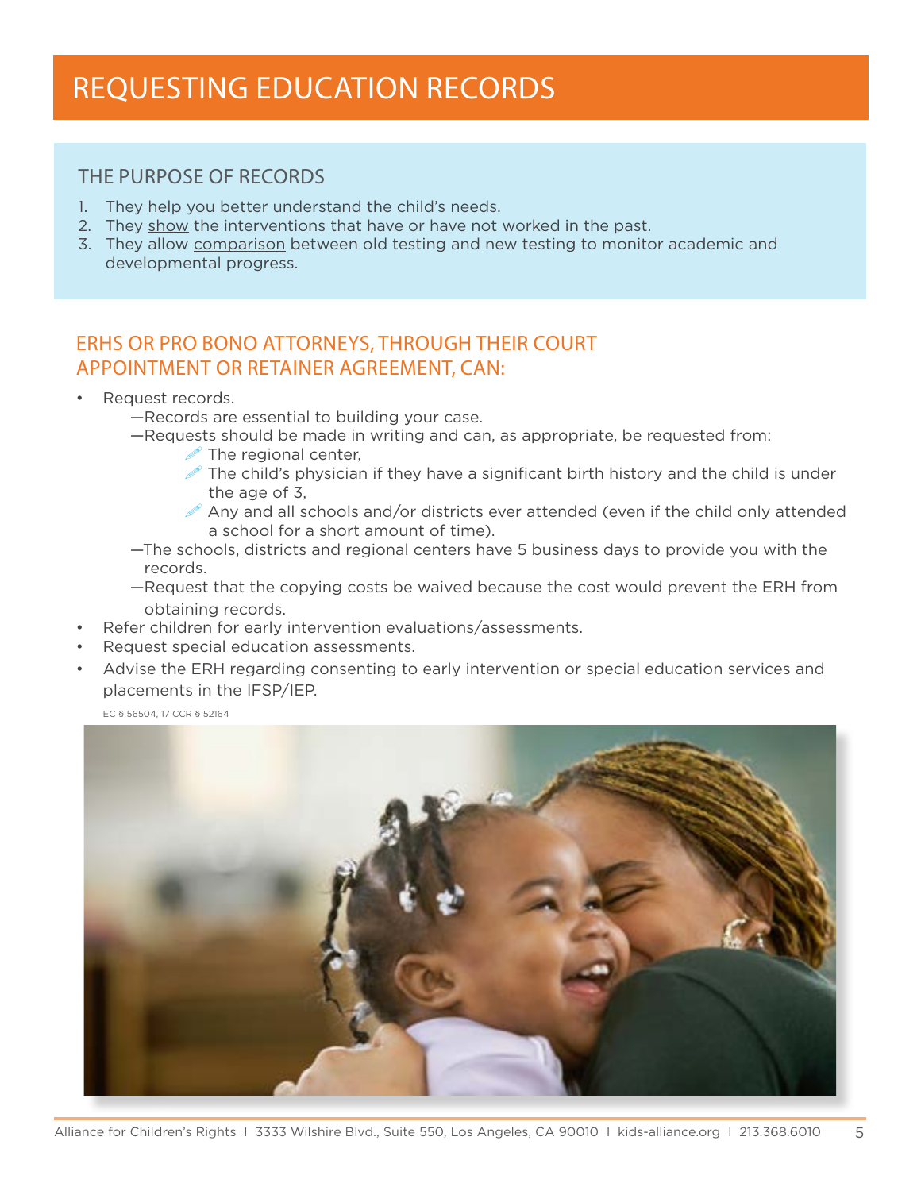# REQUESTING EDUCATION RECORDS

## THE PURPOSE OF RECORDS

1. They <u>help</u> you better understand the child's needs.
2. They <u>show</u> the interventions that have or have not worked in the past.
3. They allow <u>comparison</u> between old testing and new testing to monitor academic and developmental progress.

## ERHS OR PRO BONO ATTORNEYS, THROUGH THEIR COURT APPOINTMENT OR RETAINER AGREEMENT, CAN:

- Request records.
  - —Records are essential to building your case.
  - —Requests should be made in writing and can, as appropriate, be requested from:
    - The regional center,
    - The child's physician if they have a significant birth history and the child is under the age of 3,
    - Any and all schools and/or districts ever attended (even if the child only attended a school for a short amount of time).
  - —The schools, districts and regional centers have 5 business days to provide you with the records.
  - —Request that the copying costs be waived because the cost would prevent the ERH from obtaining records.
- Refer children for early intervention evaluations/assessments.
- Request special education assessments.
- Advise the ERH regarding consenting to early intervention or special education services and placements in the IFSP/IEP.

EC § 56504, 17 CCR § 52164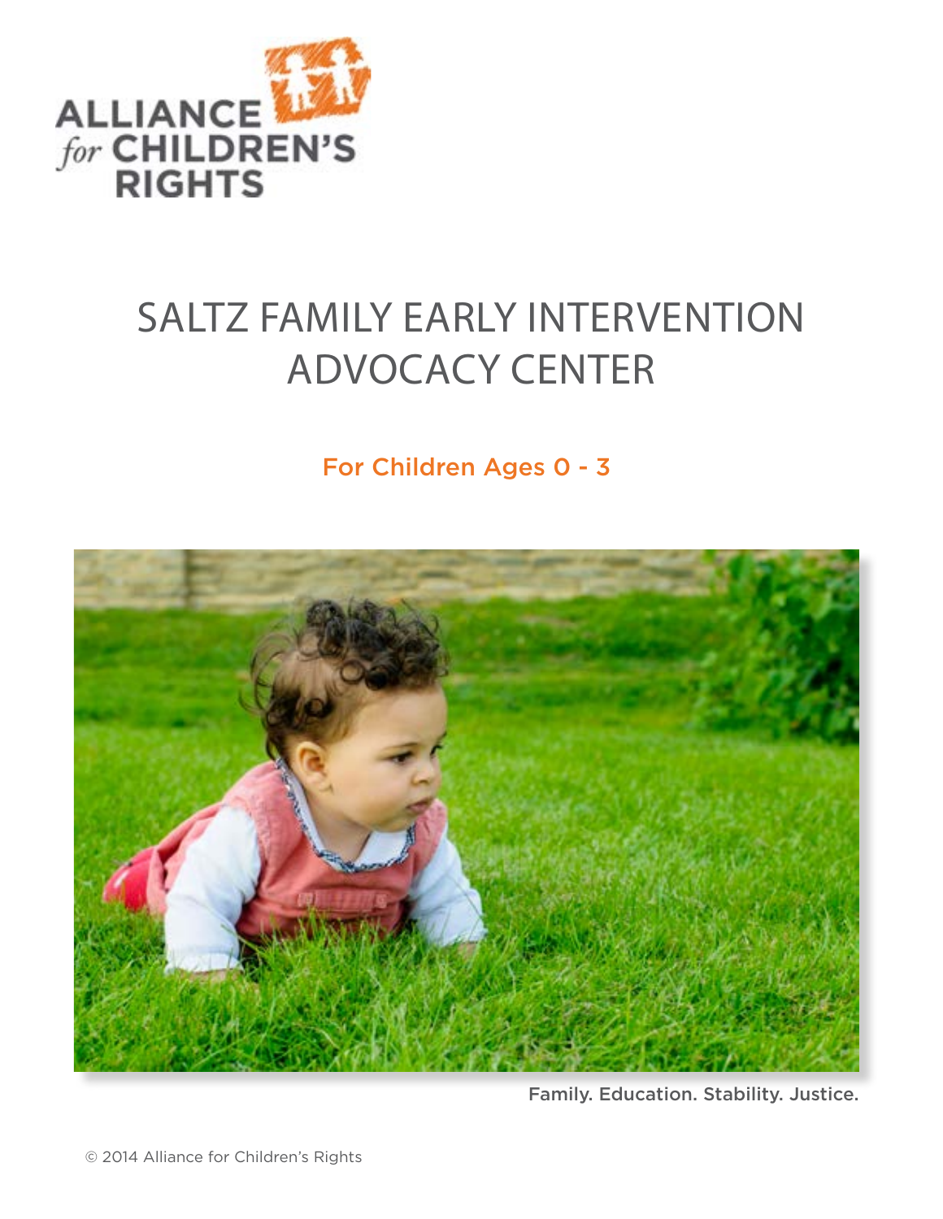ALLIANCE *for* CHILDREN'S RIGHTS

# SALTZ FAMILY EARLY INTERVENTION ADVOCACY CENTER

## For Children Ages 0 - 3

Family. Education. Stability. Justice.

© 2014 Alliance for Children's Rights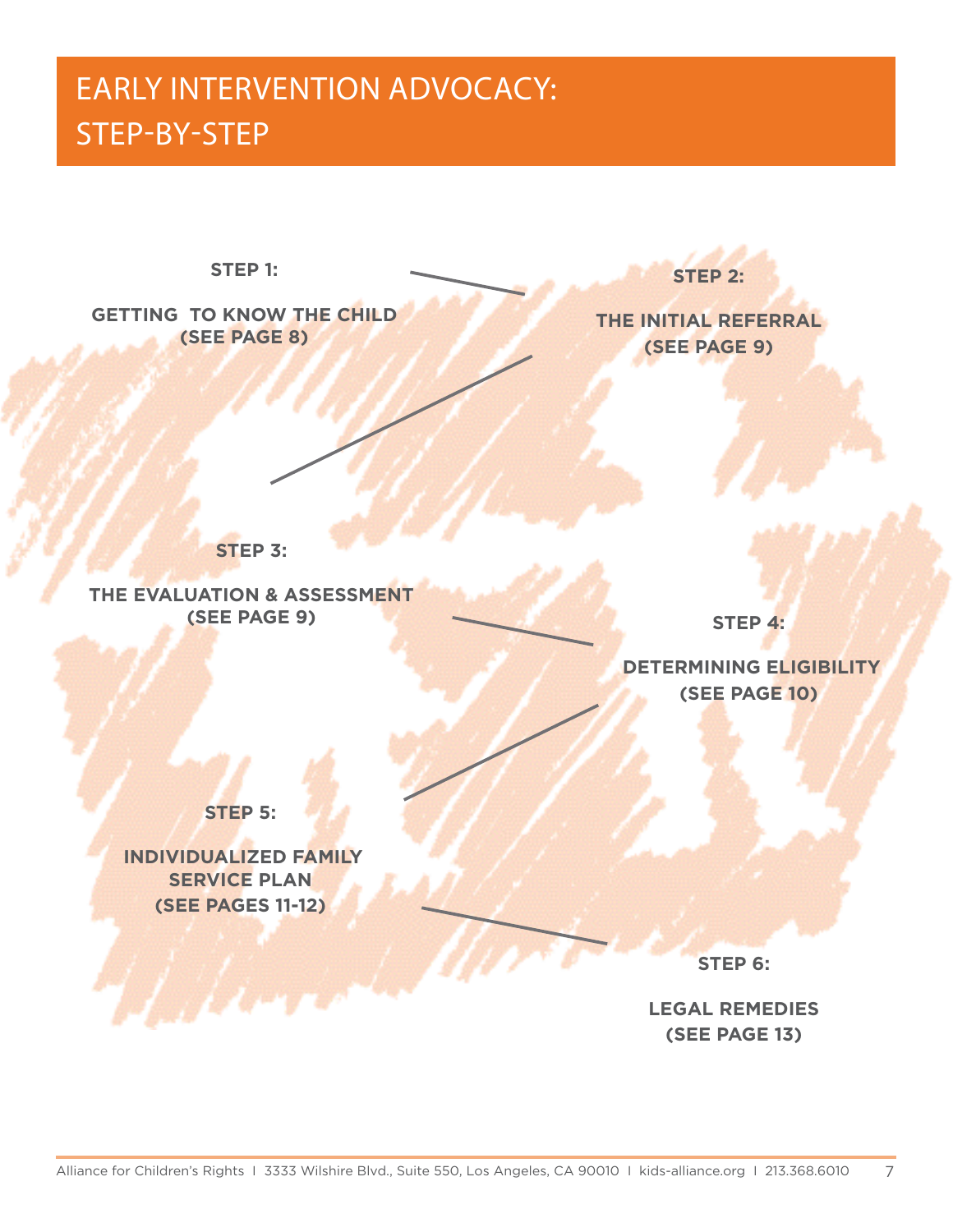# EARLY INTERVENTION ADVOCACY: STEP-BY-STEP

**STEP 1:**

**GETTING TO KNOW THE CHILD (SEE PAGE 8)**

**STEP 2:**

**THE INITIAL REFERRAL (SEE PAGE 9)**

**STEP 3:**

**THE EVALUATION & ASSESSMENT (SEE PAGE 9)**

**STEP 4:**

**DETERMINING ELIGIBILITY (SEE PAGE 10)**

**STEP 5:**

**INDIVIDUALIZED FAMILY SERVICE PLAN (SEE PAGES 11-12)**

**STEP 6:**

**LEGAL REMEDIES (SEE PAGE 13)**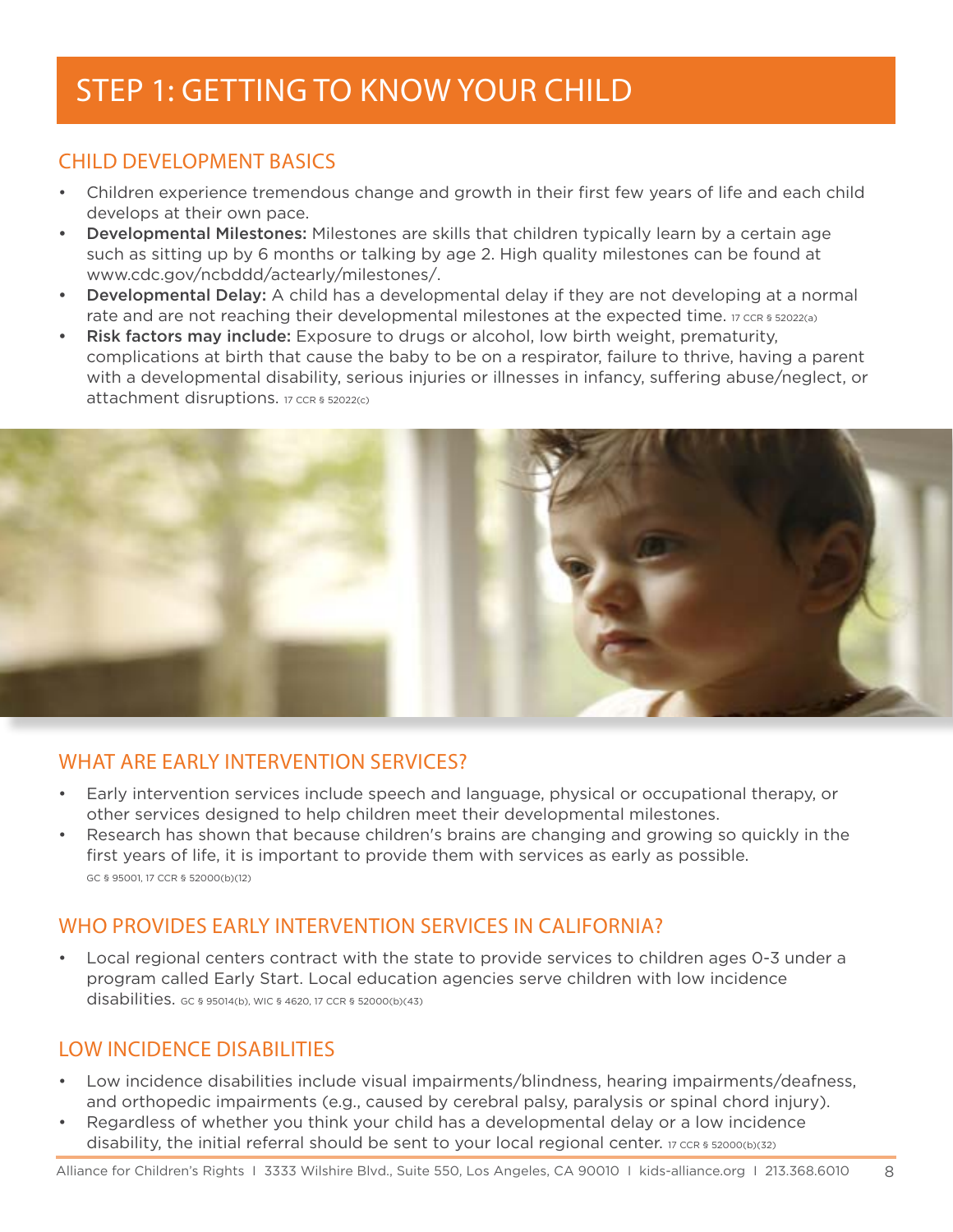# STEP 1: GETTING TO KNOW YOUR CHILD

## CHILD DEVELOPMENT BASICS

- Children experience tremendous change and growth in their first few years of life and each child develops at their own pace.
- **Developmental Milestones:** Milestones are skills that children typically learn by a certain age such as sitting up by 6 months or talking by age 2. High quality milestones can be found at www.cdc.gov/ncbddd/actearly/milestones/.
- **Developmental Delay:** A child has a developmental delay if they are not developing at a normal rate and are not reaching their developmental milestones at the expected time. 17 CCR § 52022(a)
- **Risk factors may include:** Exposure to drugs or alcohol, low birth weight, prematurity, complications at birth that cause the baby to be on a respirator, failure to thrive, having a parent with a developmental disability, serious injuries or illnesses in infancy, suffering abuse/neglect, or attachment disruptions. 17 CCR § 52022(c)

## WHAT ARE EARLY INTERVENTION SERVICES?

- Early intervention services include speech and language, physical or occupational therapy, or other services designed to help children meet their developmental milestones.
- Research has shown that because children's brains are changing and growing so quickly in the first years of life, it is important to provide them with services as early as possible. GC § 95001, 17 CCR § 52000(b)(12)

## WHO PROVIDES EARLY INTERVENTION SERVICES IN CALIFORNIA?

- Local regional centers contract with the state to provide services to children ages 0-3 under a program called Early Start. Local education agencies serve children with low incidence disabilities. GC § 95014(b), WIC § 4620, 17 CCR § 52000(b)(43)

## LOW INCIDENCE DISABILITIES

- Low incidence disabilities include visual impairments/blindness, hearing impairments/deafness, and orthopedic impairments (e.g., caused by cerebral palsy, paralysis or spinal chord injury).
- Regardless of whether you think your child has a developmental delay or a low incidence disability, the initial referral should be sent to your local regional center. 17 CCR § 52000(b)(32)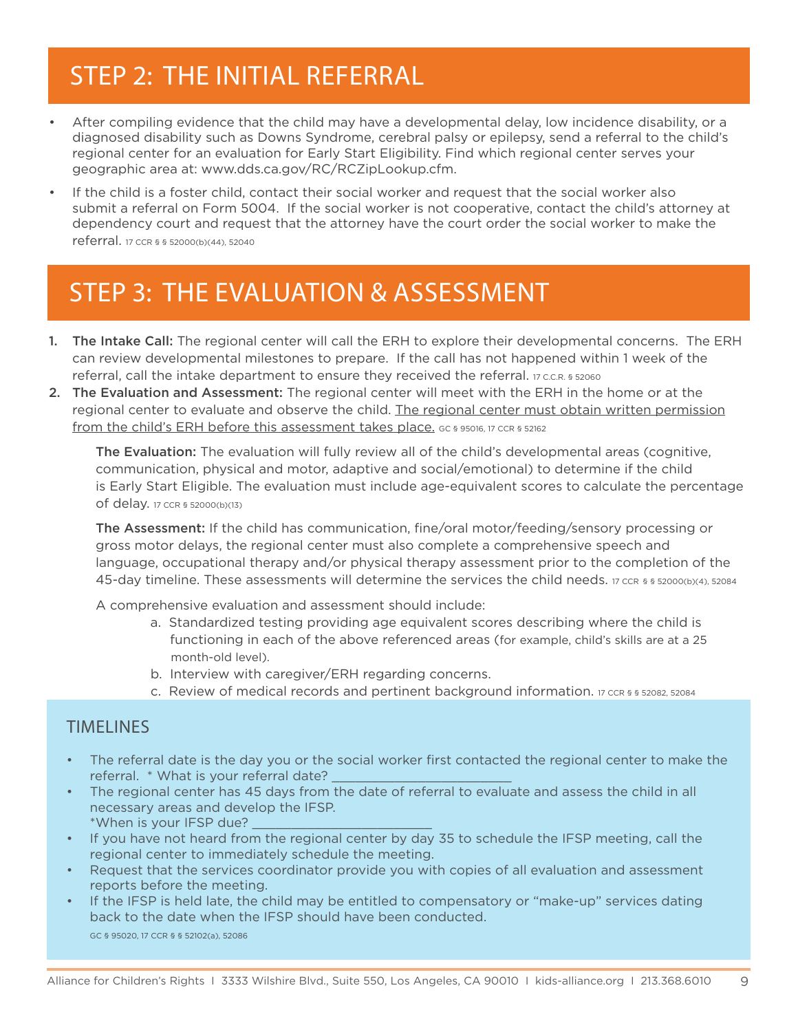## STEP 2: THE INITIAL REFERRAL

- After compiling evidence that the child may have a developmental delay, low incidence disability, or a diagnosed disability such as Downs Syndrome, cerebral palsy or epilepsy, send a referral to the child's regional center for an evaluation for Early Start Eligibility. Find which regional center serves your geographic area at: www.dds.ca.gov/RC/RCZipLookup.cfm.
- If the child is a foster child, contact their social worker and request that the social worker also submit a referral on Form 5004. If the social worker is not cooperative, contact the child's attorney at dependency court and request that the attorney have the court order the social worker to make the referral. 17 CCR § § 52000(b)(44), 52040

## STEP 3: THE EVALUATION & ASSESSMENT

1. **The Intake Call:** The regional center will call the ERH to explore their developmental concerns. The ERH can review developmental milestones to prepare. If the call has not happened within 1 week of the referral, call the intake department to ensure they received the referral. 17 C.C.R. § 52060
2. **The Evaluation and Assessment:** The regional center will meet with the ERH in the home or at the regional center to evaluate and observe the child. The regional center must obtain written permission from the child's ERH before this assessment takes place. GC § 95016, 17 CCR § 52162

   **The Evaluation:** The evaluation will fully review all of the child's developmental areas (cognitive, communication, physical and motor, adaptive and social/emotional) to determine if the child is Early Start Eligible. The evaluation must include age-equivalent scores to calculate the percentage of delay. 17 CCR § 52000(b)(13)

   **The Assessment:** If the child has communication, fine/oral motor/feeding/sensory processing or gross motor delays, the regional center must also complete a comprehensive speech and language, occupational therapy and/or physical therapy assessment prior to the completion of the 45-day timeline. These assessments will determine the services the child needs. 17 CCR § § 52000(b)(4), 52084

   A comprehensive evaluation and assessment should include:

   a. Standardized testing providing age equivalent scores describing where the child is functioning in each of the above referenced areas (for example, child's skills are at a 25 month-old level).
   b. Interview with caregiver/ERH regarding concerns.
   c. Review of medical records and pertinent background information. 17 CCR § § 52082, 52084

### TIMELINES

- The referral date is the day you or the social worker first contacted the regional center to make the referral. * What is your referral date? ________________________
- The regional center has 45 days from the date of referral to evaluate and assess the child in all necessary areas and develop the IFSP.
  *When is your IFSP due? ________________________
- If you have not heard from the regional center by day 35 to schedule the IFSP meeting, call the regional center to immediately schedule the meeting.
- Request that the services coordinator provide you with copies of all evaluation and assessment reports before the meeting.
- If the IFSP is held late, the child may be entitled to compensatory or "make-up" services dating back to the date when the IFSP should have been conducted.

GC § 95020, 17 CCR § § 52102(a), 52086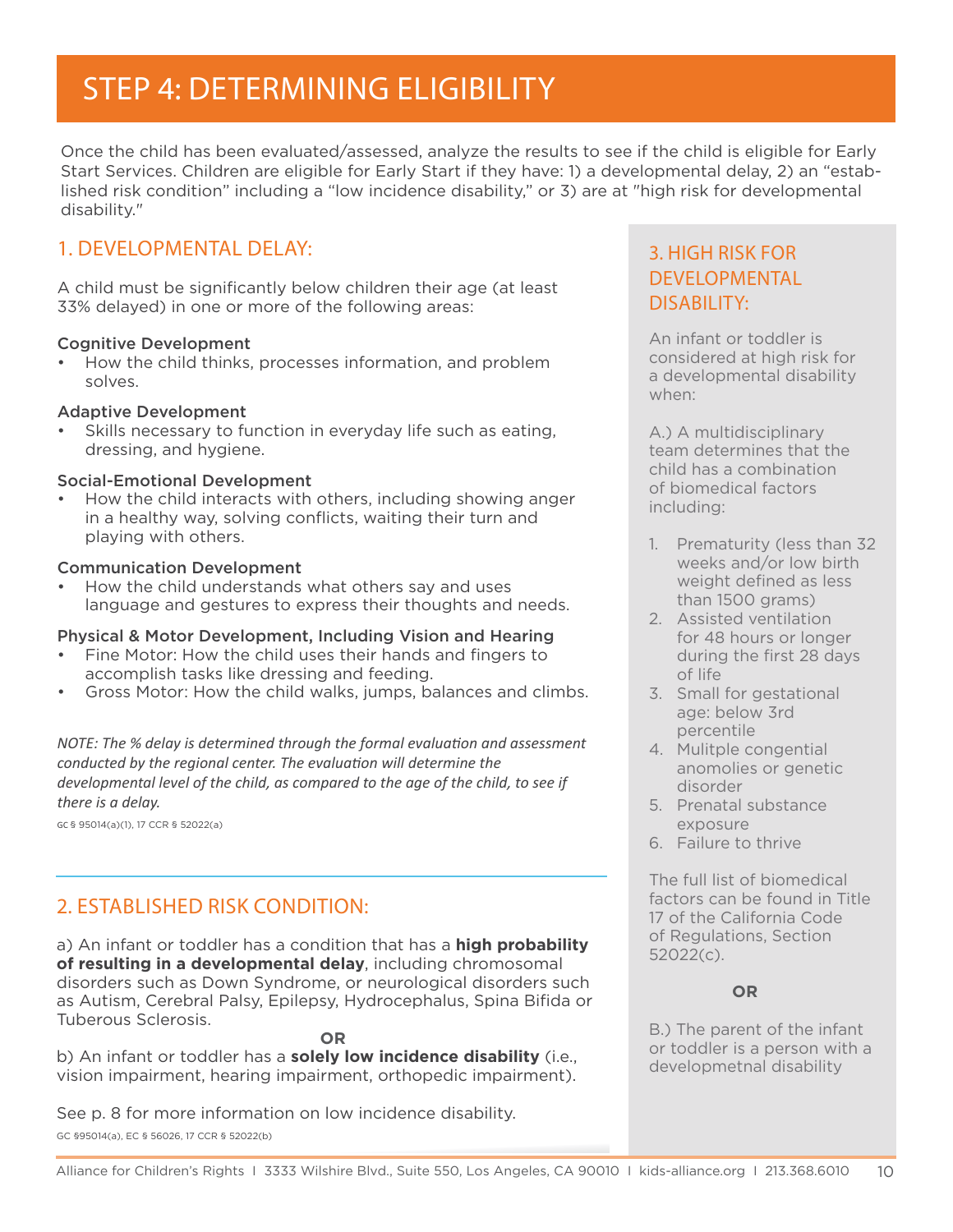# STEP 4: DETERMINING ELIGIBILITY

Once the child has been evaluated/assessed, analyze the results to see if the child is eligible for Early Start Services. Children are eligible for Early Start if they have: 1) a developmental delay, 2) an "established risk condition" including a "low incidence disability," or 3) are at "high risk for developmental disability."

## 1. DEVELOPMENTAL DELAY:

A child must be significantly below children their age (at least 33% delayed) in one or more of the following areas:

**Cognitive Development**

- How the child thinks, processes information, and problem solves.

**Adaptive Development**

- Skills necessary to function in everyday life such as eating, dressing, and hygiene.

**Social-Emotional Development**

- How the child interacts with others, including showing anger in a healthy way, solving conflicts, waiting their turn and playing with others.

**Communication Development**

- How the child understands what others say and uses language and gestures to express their thoughts and needs.

**Physical & Motor Development, Including Vision and Hearing**

- Fine Motor: How the child uses their hands and fingers to accomplish tasks like dressing and feeding.
- Gross Motor: How the child walks, jumps, balances and climbs.

*NOTE: The % delay is determined through the formal evaluation and assessment conducted by the regional center. The evaluation will determine the developmental level of the child, as compared to the age of the child, to see if there is a delay.*

GC § 95014(a)(1), 17 CCR § 52022(a)

## 2. ESTABLISHED RISK CONDITION:

a) An infant or toddler has a condition that has a **high probability of resulting in a developmental delay**, including chromosomal disorders such as Down Syndrome, or neurological disorders such as Autism, Cerebral Palsy, Epilepsy, Hydrocephalus, Spina Bifida or Tuberous Sclerosis.

**OR**

b) An infant or toddler has a **solely low incidence disability** (i.e., vision impairment, hearing impairment, orthopedic impairment).

See p. 8 for more information on low incidence disability.

GC §95014(a), EC § 56026, 17 CCR § 52022(b)

## 3. HIGH RISK FOR DEVELOPMENTAL DISABILITY:

An infant or toddler is considered at high risk for a developmental disability when:

A.) A multidisciplinary team determines that the child has a combination of biomedical factors including:

1. Prematurity (less than 32 weeks and/or low birth weight defined as less than 1500 grams)
2. Assisted ventilation for 48 hours or longer during the first 28 days of life
3. Small for gestational age: below 3rd percentile
4. Mulitple congential anomolies or genetic disorder
5. Prenatal substance exposure
6. Failure to thrive

The full list of biomedical factors can be found in Title 17 of the California Code of Regulations, Section 52022(c).

**OR**

B.) The parent of the infant or toddler is a person with a developmetnal disability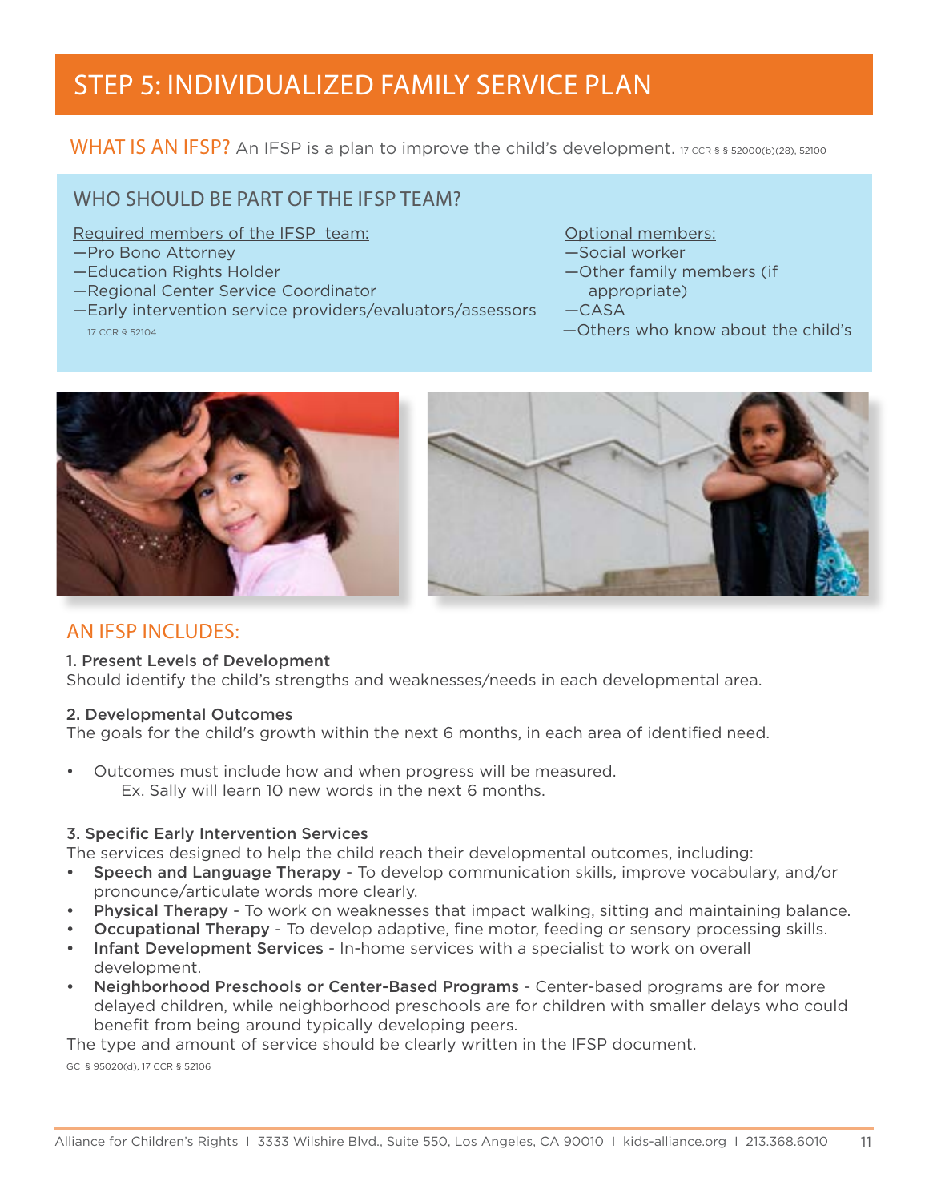# STEP 5: INDIVIDUALIZED FAMILY SERVICE PLAN

**WHAT IS AN IFSP?** An IFSP is a plan to improve the child's development. 17 CCR § § 52000(b)(28), 52100

## WHO SHOULD BE PART OF THE IFSP TEAM?

Required members of the IFSP team:
—Pro Bono Attorney
—Education Rights Holder
—Regional Center Service Coordinator
—Early intervention service providers/evaluators/assessors
17 CCR § 52104

Optional members:
—Social worker
—Other family members (if appropriate)
—CASA
—Others who know about the child's

## AN IFSP INCLUDES:

**1. Present Levels of Development**
Should identify the child's strengths and weaknesses/needs in each developmental area.

**2. Developmental Outcomes**
The goals for the child's growth within the next 6 months, in each area of identified need.

- Outcomes must include how and when progress will be measured.
  Ex. Sally will learn 10 new words in the next 6 months.

**3. Specific Early Intervention Services**
The services designed to help the child reach their developmental outcomes, including:

- **Speech and Language Therapy** - To develop communication skills, improve vocabulary, and/or pronounce/articulate words more clearly.
- **Physical Therapy** - To work on weaknesses that impact walking, sitting and maintaining balance.
- **Occupational Therapy** - To develop adaptive, fine motor, feeding or sensory processing skills.
- **Infant Development Services** - In-home services with a specialist to work on overall development.
- **Neighborhood Preschools or Center-Based Programs** - Center-based programs are for more delayed children, while neighborhood preschools are for children with smaller delays who could benefit from being around typically developing peers.

The type and amount of service should be clearly written in the IFSP document.
GC § 95020(d), 17 CCR § 52106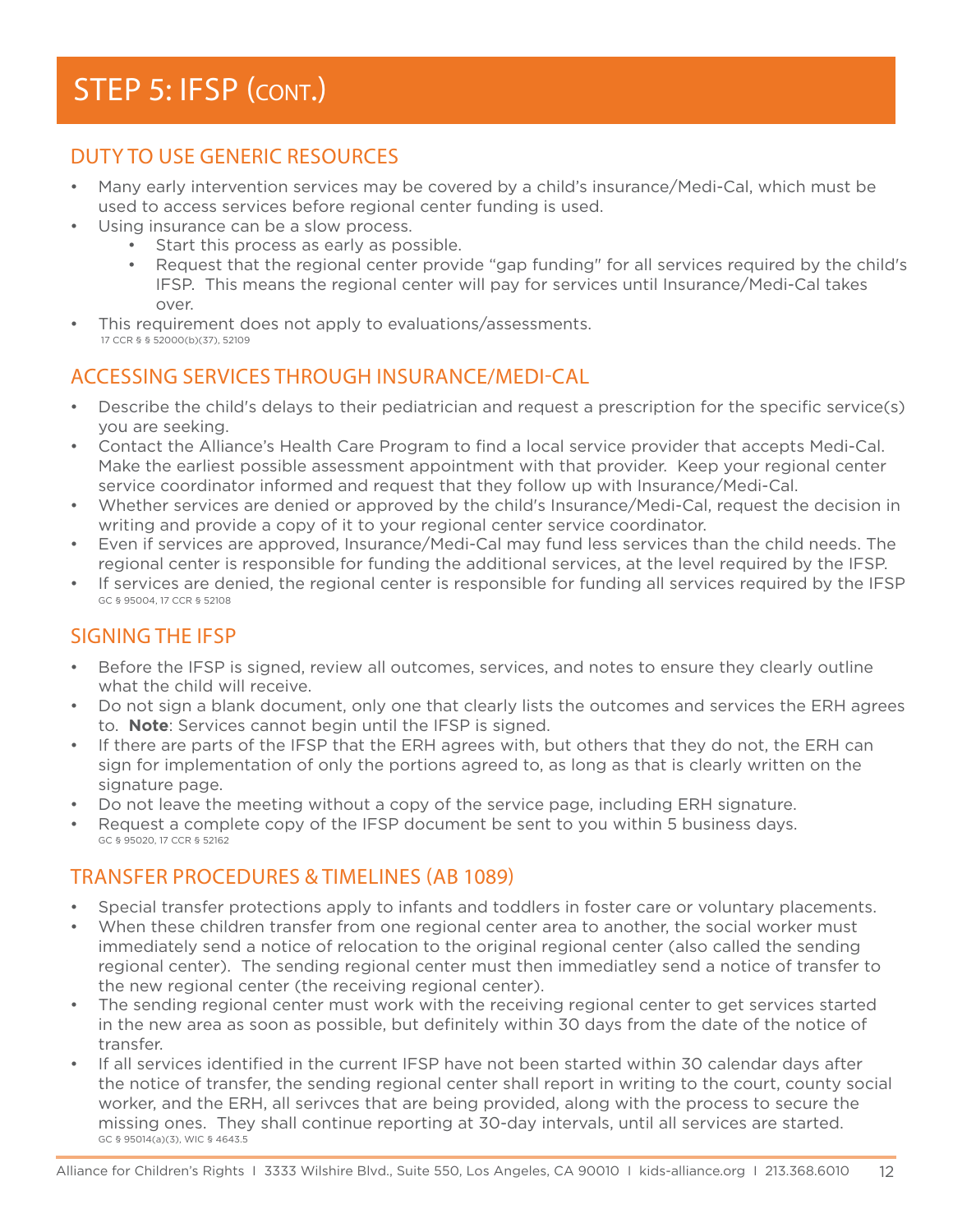# STEP 5: IFSP (CONT.)

## DUTY TO USE GENERIC RESOURCES

- Many early intervention services may be covered by a child's insurance/Medi-Cal, which must be used to access services before regional center funding is used.
- Using insurance can be a slow process.
  - Start this process as early as possible.
  - Request that the regional center provide "gap funding" for all services required by the child's IFSP. This means the regional center will pay for services until Insurance/Medi-Cal takes over.
- This requirement does not apply to evaluations/assessments.

17 CCR § § 52000(b)(37), 52109

## ACCESSING SERVICES THROUGH INSURANCE/MEDI-CAL

- Describe the child's delays to their pediatrician and request a prescription for the specific service(s) you are seeking.
- Contact the Alliance's Health Care Program to find a local service provider that accepts Medi-Cal. Make the earliest possible assessment appointment with that provider. Keep your regional center service coordinator informed and request that they follow up with Insurance/Medi-Cal.
- Whether services are denied or approved by the child's Insurance/Medi-Cal, request the decision in writing and provide a copy of it to your regional center service coordinator.
- Even if services are approved, Insurance/Medi-Cal may fund less services than the child needs. The regional center is responsible for funding the additional services, at the level required by the IFSP.
- If services are denied, the regional center is responsible for funding all services required by the IFSP

GC § 95004, 17 CCR § 52108

## SIGNING THE IFSP

- Before the IFSP is signed, review all outcomes, services, and notes to ensure they clearly outline what the child will receive.
- Do not sign a blank document, only one that clearly lists the outcomes and services the ERH agrees to. **Note**: Services cannot begin until the IFSP is signed.
- If there are parts of the IFSP that the ERH agrees with, but others that they do not, the ERH can sign for implementation of only the portions agreed to, as long as that is clearly written on the signature page.
- Do not leave the meeting without a copy of the service page, including ERH signature.
- Request a complete copy of the IFSP document be sent to you within 5 business days.

GC § 95020, 17 CCR § 52162

## TRANSFER PROCEDURES & TIMELINES (AB 1089)

- Special transfer protections apply to infants and toddlers in foster care or voluntary placements.
- When these children transfer from one regional center area to another, the social worker must immediately send a notice of relocation to the original regional center (also called the sending regional center). The sending regional center must then immediatley send a notice of transfer to the new regional center (the receiving regional center).
- The sending regional center must work with the receiving regional center to get services started in the new area as soon as possible, but definitely within 30 days from the date of the notice of transfer.
- If all services identified in the current IFSP have not been started within 30 calendar days after the notice of transfer, the sending regional center shall report in writing to the court, county social worker, and the ERH, all serivces that are being provided, along with the process to secure the missing ones. They shall continue reporting at 30-day intervals, until all services are started.

GC § 95014(a)(3), WIC § 4643.5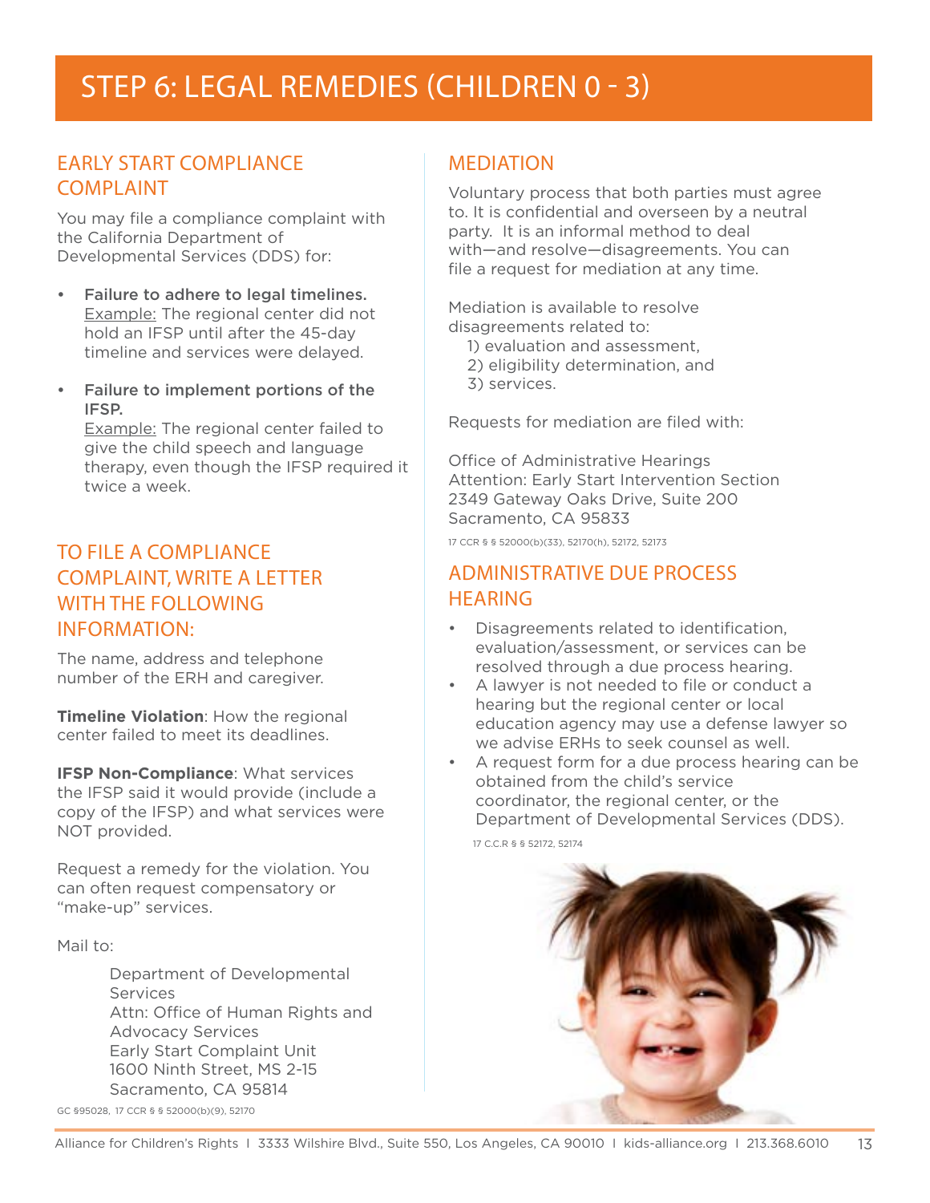# STEP 6: LEGAL REMEDIES (CHILDREN 0 - 3)

## EARLY START COMPLIANCE COMPLAINT

You may file a compliance complaint with the California Department of Developmental Services (DDS) for:

- **Failure to adhere to legal timelines.** Example: The regional center did not hold an IFSP until after the 45-day timeline and services were delayed.
- **Failure to implement portions of the IFSP.** Example: The regional center failed to give the child speech and language therapy, even though the IFSP required it twice a week.

## TO FILE A COMPLIANCE COMPLAINT, WRITE A LETTER WITH THE FOLLOWING INFORMATION:

The name, address and telephone number of the ERH and caregiver.

**Timeline Violation**: How the regional center failed to meet its deadlines.

**IFSP Non-Compliance**: What services the IFSP said it would provide (include a copy of the IFSP) and what services were NOT provided.

Request a remedy for the violation. You can often request compensatory or "make-up" services.

Mail to:

Department of Developmental Services
Attn: Office of Human Rights and Advocacy Services
Early Start Complaint Unit
1600 Ninth Street, MS 2-15
Sacramento, CA 95814

GC §95028, 17 CCR § § 52000(b)(9), 52170

## MEDIATION

Voluntary process that both parties must agree to. It is confidential and overseen by a neutral party. It is an informal method to deal with—and resolve—disagreements. You can file a request for mediation at any time.

Mediation is available to resolve disagreements related to:

1) evaluation and assessment,
2) eligibility determination, and
3) services.

Requests for mediation are filed with:

Office of Administrative Hearings
Attention: Early Start Intervention Section
2349 Gateway Oaks Drive, Suite 200
Sacramento, CA 95833

17 CCR § § 52000(b)(33), 52170(h), 52172, 52173

## ADMINISTRATIVE DUE PROCESS HEARING

- Disagreements related to identification, evaluation/assessment, or services can be resolved through a due process hearing.
- A lawyer is not needed to file or conduct a hearing but the regional center or local education agency may use a defense lawyer so we advise ERHs to seek counsel as well.
- A request form for a due process hearing can be obtained from the child's service coordinator, the regional center, or the Department of Developmental Services (DDS).

17 C.C.R § § 52172, 52174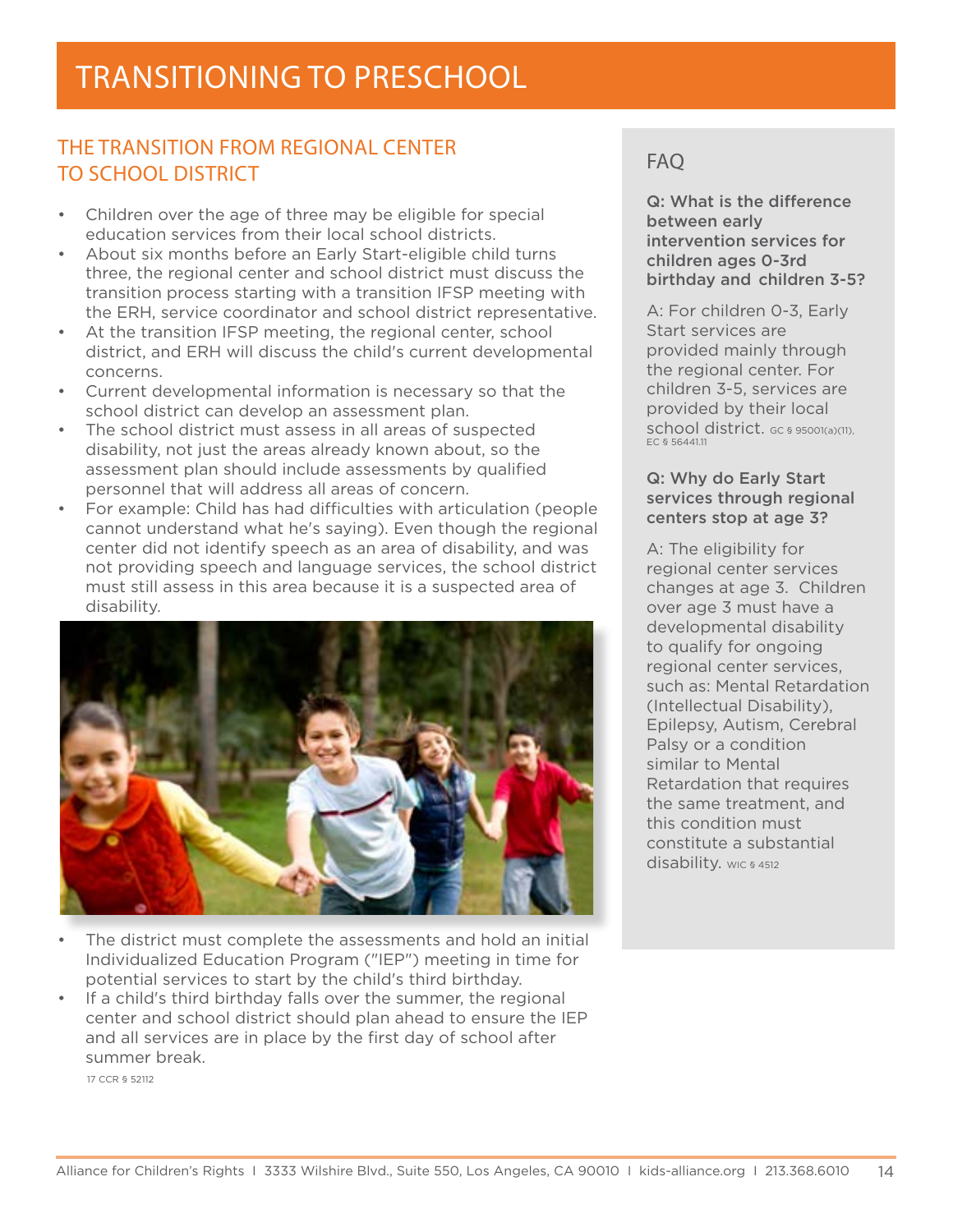# TRANSITIONING TO PRESCHOOL

## THE TRANSITION FROM REGIONAL CENTER TO SCHOOL DISTRICT

- Children over the age of three may be eligible for special education services from their local school districts.
- About six months before an Early Start-eligible child turns three, the regional center and school district must discuss the transition process starting with a transition IFSP meeting with the ERH, service coordinator and school district representative.
- At the transition IFSP meeting, the regional center, school district, and ERH will discuss the child's current developmental concerns.
- Current developmental information is necessary so that the school district can develop an assessment plan.
- The school district must assess in all areas of suspected disability, not just the areas already known about, so the assessment plan should include assessments by qualified personnel that will address all areas of concern.
- For example: Child has had difficulties with articulation (people cannot understand what he's saying). Even though the regional center did not identify speech as an area of disability, and was not providing speech and language services, the school district must still assess in this area because it is a suspected area of disability.
- The district must complete the assessments and hold an initial Individualized Education Program ("IEP") meeting in time for potential services to start by the child's third birthday.
- If a child's third birthday falls over the summer, the regional center and school district should plan ahead to ensure the IEP and all services are in place by the first day of school after summer break.

17 CCR § 52112

## FAQ

**Q: What is the difference between early intervention services for children ages 0-3rd birthday and children 3-5?**

A: For children 0-3, Early Start services are provided mainly through the regional center. For children 3-5, services are provided by their local school district. GC § 95001(a)(11), EC § 56441.11

**Q: Why do Early Start services through regional centers stop at age 3?**

A: The eligibility for regional center services changes at age 3. Children over age 3 must have a developmental disability to qualify for ongoing regional center services, such as: Mental Retardation (Intellectual Disability), Epilepsy, Autism, Cerebral Palsy or a condition similar to Mental Retardation that requires the same treatment, and this condition must constitute a substantial disability. WIC § 4512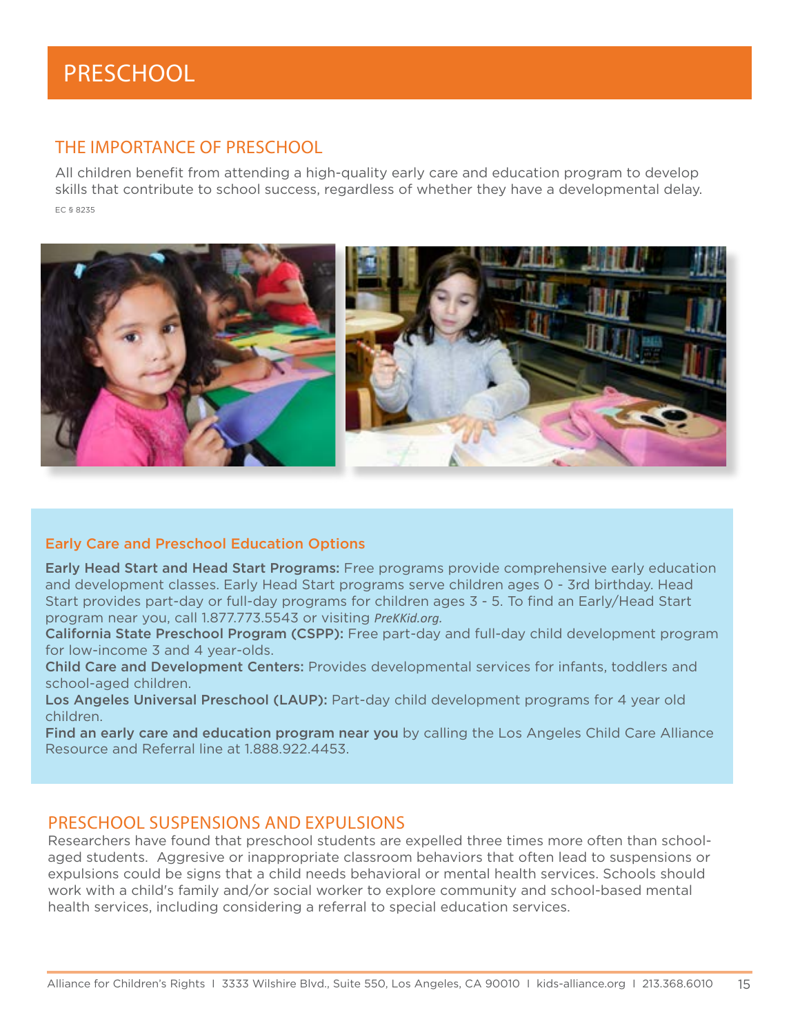# PRESCHOOL

## THE IMPORTANCE OF PRESCHOOL

All children benefit from attending a high-quality early care and education program to develop skills that contribute to school success, regardless of whether they have a developmental delay.

EC § 8235

### Early Care and Preschool Education Options

**Early Head Start and Head Start Programs:** Free programs provide comprehensive early education and development classes. Early Head Start programs serve children ages 0 - 3rd birthday. Head Start provides part-day or full-day programs for children ages 3 - 5. To find an Early/Head Start program near you, call 1.877.773.5543 or visiting *PreKKid.org.*

**California State Preschool Program (CSPP):** Free part-day and full-day child development program for low-income 3 and 4 year-olds.

**Child Care and Development Centers:** Provides developmental services for infants, toddlers and school-aged children.

**Los Angeles Universal Preschool (LAUP):** Part-day child development programs for 4 year old children.

**Find an early care and education program near you** by calling the Los Angeles Child Care Alliance Resource and Referral line at 1.888.922.4453.

## PRESCHOOL SUSPENSIONS AND EXPULSIONS

Researchers have found that preschool students are expelled three times more often than school-aged students. Aggresive or inappropriate classroom behaviors that often lead to suspensions or expulsions could be signs that a child needs behavioral or mental health services. Schools should work with a child's family and/or social worker to explore community and school-based mental health services, including considering a referral to special education services.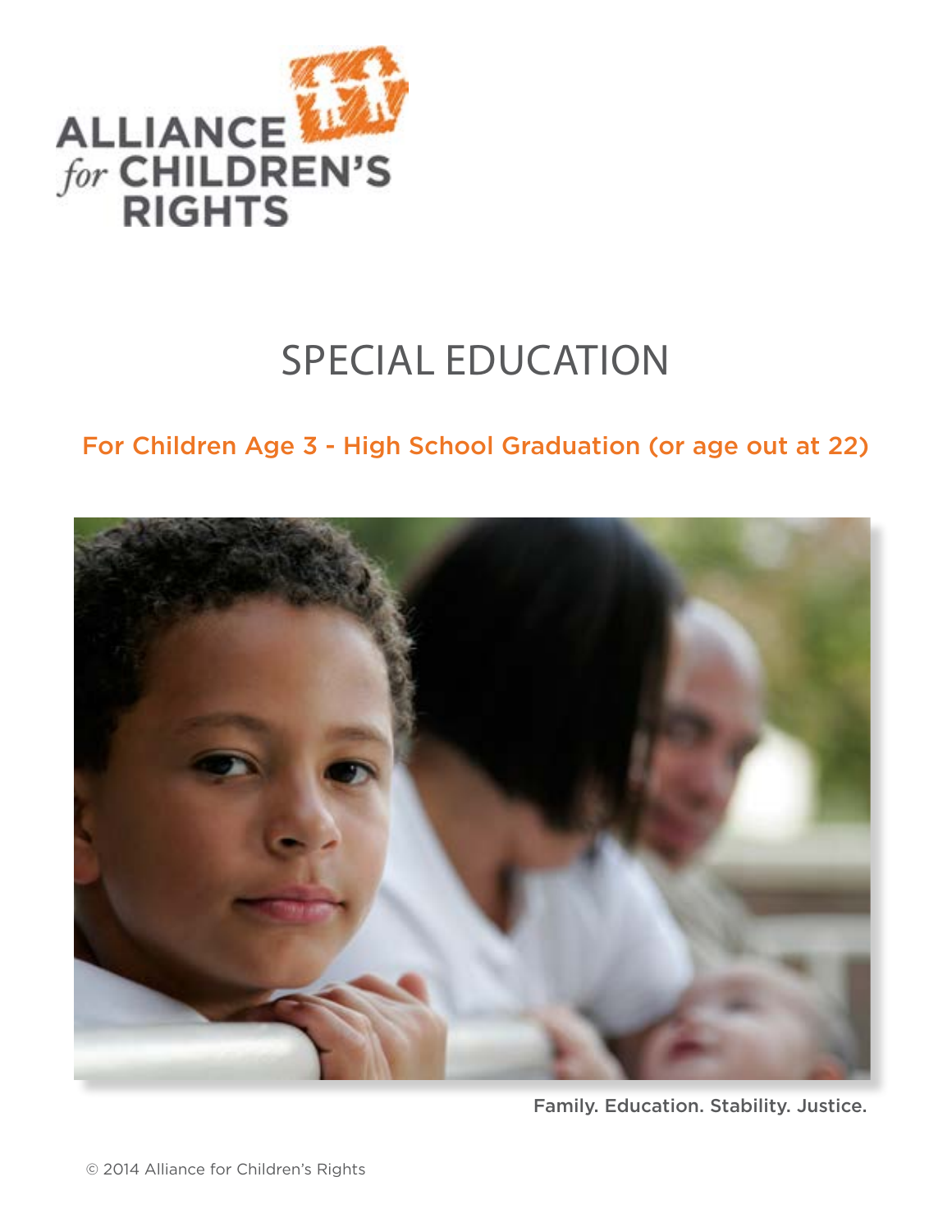ALLIANCE *for* CHILDREN'S RIGHTS

# SPECIAL EDUCATION

## For Children Age 3 - High School Graduation (or age out at 22)

Family. Education. Stability. Justice.

© 2014 Alliance for Children's Rights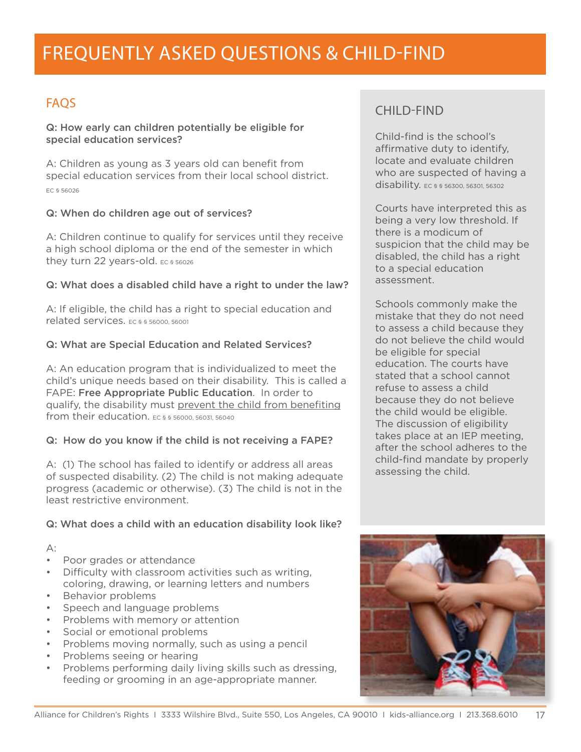# FREQUENTLY ASKED QUESTIONS & CHILD-FIND

## FAQS

**Q: How early can children potentially be eligible for special education services?**

A: Children as young as 3 years old can benefit from special education services from their local school district. EC § 56026

**Q: When do children age out of services?**

A: Children continue to qualify for services until they receive a high school diploma or the end of the semester in which they turn 22 years-old. EC § 56026

**Q: What does a disabled child have a right to under the law?**

A: If eligible, the child has a right to special education and related services. EC § § 56000, 56001

**Q: What are Special Education and Related Services?**

A: An education program that is individualized to meet the child's unique needs based on their disability. This is called a FAPE: **Free Appropriate Public Education**. In order to qualify, the disability must <u>prevent the child from benefiting</u> from their education. EC § § 56000, 56031, 56040

**Q: How do you know if the child is not receiving a FAPE?**

A: (1) The school has failed to identify or address all areas of suspected disability. (2) The child is not making adequate progress (academic or otherwise). (3) The child is not in the least restrictive environment.

**Q: What does a child with an education disability look like?**

A:

- Poor grades or attendance
- Difficulty with classroom activities such as writing, coloring, drawing, or learning letters and numbers
- Behavior problems
- Speech and language problems
- Problems with memory or attention
- Social or emotional problems
- Problems moving normally, such as using a pencil
- Problems seeing or hearing
- Problems performing daily living skills such as dressing, feeding or grooming in an age-appropriate manner.

## CHILD-FIND

Child-find is the school's affirmative duty to identify, locate and evaluate children who are suspected of having a disability. EC § § 56300, 56301, 56302

Courts have interpreted this as being a very low threshold. If there is a modicum of suspicion that the child may be disabled, the child has a right to a special education assessment.

Schools commonly make the mistake that they do not need to assess a child because they do not believe the child would be eligible for special education. The courts have stated that a school cannot refuse to assess a child because they do not believe the child would be eligible. The discussion of eligibility takes place at an IEP meeting, after the school adheres to the child-find mandate by properly assessing the child.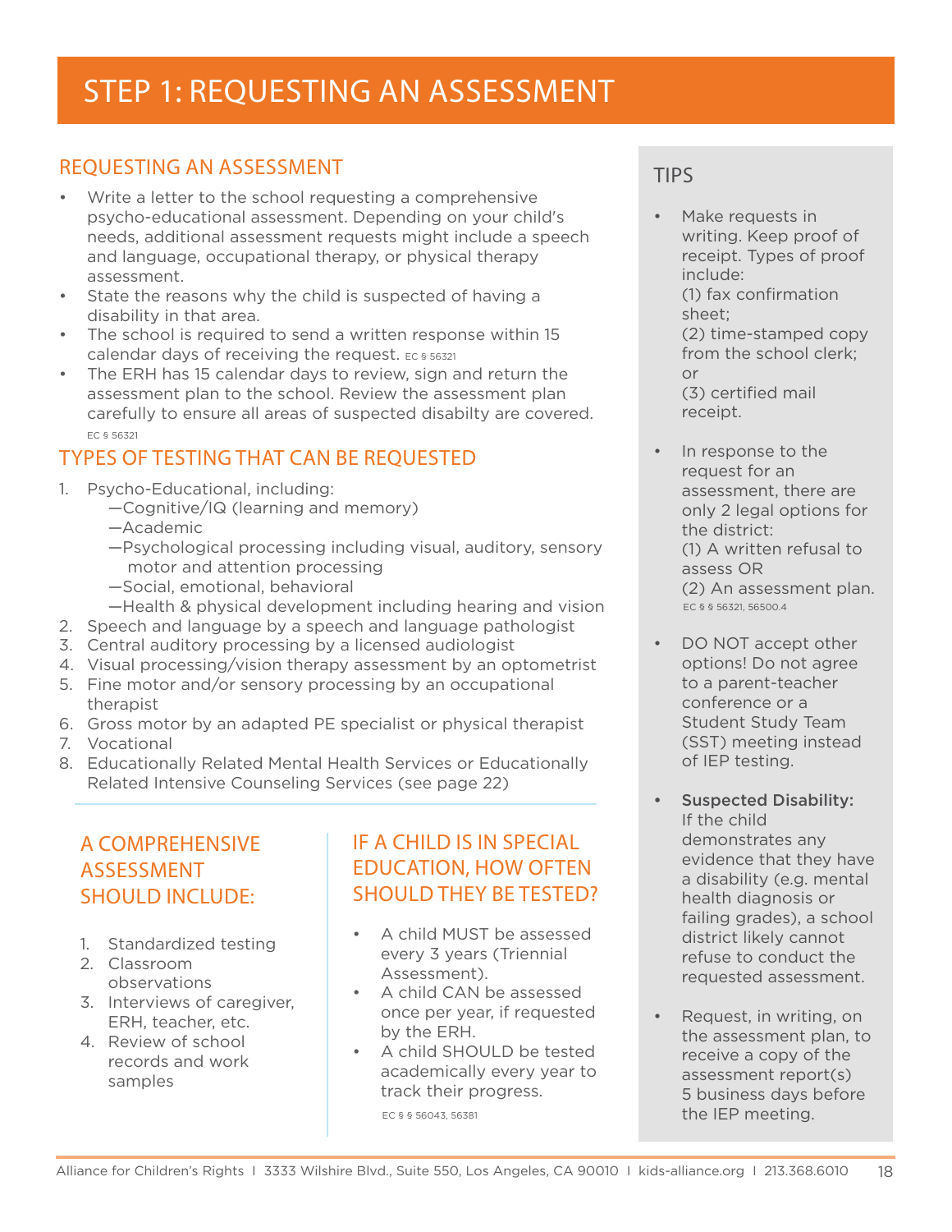# STEP 1: REQUESTING AN ASSESSMENT

## REQUESTING AN ASSESSMENT

- Write a letter to the school requesting a comprehensive psycho-educational assessment. Depending on your child's needs, additional assessment requests might include a speech and language, occupational therapy, or physical therapy assessment.
- State the reasons why the child is suspected of having a disability in that area.
- The school is required to send a written response within 15 calendar days of receiving the request. EC § 56321
- The ERH has 15 calendar days to review, sign and return the assessment plan to the school. Review the assessment plan carefully to ensure all areas of suspected disabilty are covered. EC § 56321

## TYPES OF TESTING THAT CAN BE REQUESTED

1. Psycho-Educational, including:
   —Cognitive/IQ (learning and memory)
   —Academic
   —Psychological processing including visual, auditory, sensory motor and attention processing
   —Social, emotional, behavioral
   —Health & physical development including hearing and vision
2. Speech and language by a speech and language pathologist
3. Central auditory processing by a licensed audiologist
4. Visual processing/vision therapy assessment by an optometrist
5. Fine motor and/or sensory processing by an occupational therapist
6. Gross motor by an adapted PE specialist or physical therapist
7. Vocational
8. Educationally Related Mental Health Services or Educationally Related Intensive Counseling Services (see page 22)

## A COMPREHENSIVE ASSESSMENT SHOULD INCLUDE:

1. Standardized testing
2. Classroom observations
3. Interviews of caregiver, ERH, teacher, etc.
4. Review of school records and work samples

## IF A CHILD IS IN SPECIAL EDUCATION, HOW OFTEN SHOULD THEY BE TESTED?

- A child MUST be assessed every 3 years (Triennial Assessment).
- A child CAN be assessed once per year, if requested by the ERH.
- A child SHOULD be tested academically every year to track their progress.

EC § § 56043, 56381

## TIPS

- Make requests in writing. Keep proof of receipt. Types of proof include:
  (1) fax confirmation sheet;
  (2) time-stamped copy from the school clerk; or
  (3) certified mail receipt.
- In response to the request for an assessment, there are only 2 legal options for the district:
  (1) A written refusal to assess OR
  (2) An assessment plan.
  EC § § 56321, 56500.4
- DO NOT accept other options! Do not agree to a parent-teacher conference or a Student Study Team (SST) meeting instead of IEP testing.
- **Suspected Disability:** If the child demonstrates any evidence that they have a disability (e.g. mental health diagnosis or failing grades), a school district likely cannot refuse to conduct the requested assessment.
- Request, in writing, on the assessment plan, to receive a copy of the assessment report(s) 5 business days before the IEP meeting.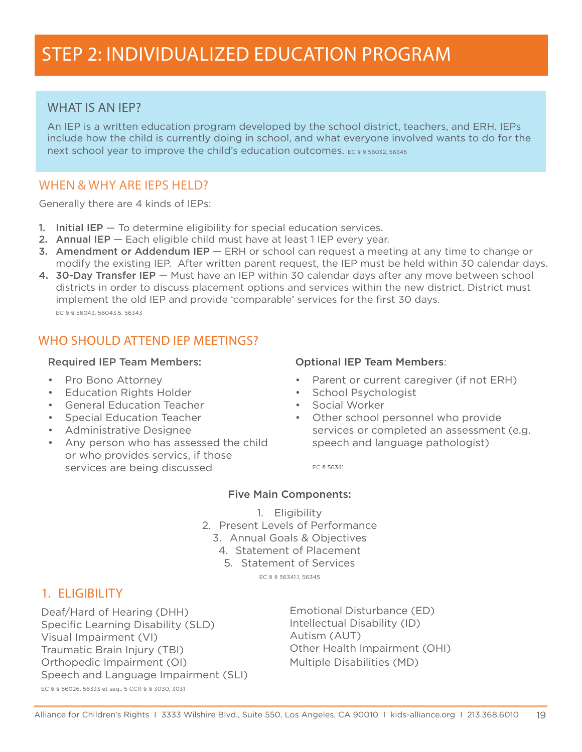# STEP 2: INDIVIDUALIZED EDUCATION PROGRAM

## WHAT IS AN IEP?

An IEP is a written education program developed by the school district, teachers, and ERH. IEPs include how the child is currently doing in school, and what everyone involved wants to do for the next school year to improve the child's education outcomes. EC § § 56032, 56345

## WHEN & WHY ARE IEPS HELD?

Generally there are 4 kinds of IEPs:

1. **Initial IEP** — To determine eligibility for special education services.
2. **Annual IEP** — Each eligible child must have at least 1 IEP every year.
3. **Amendment or Addendum IEP** — ERH or school can request a meeting at any time to change or modify the existing IEP. After written parent request, the IEP must be held within 30 calendar days.
4. **30-Day Transfer IEP** — Must have an IEP within 30 calendar days after any move between school districts in order to discuss placement options and services within the new district. District must implement the old IEP and provide 'comparable' services for the first 30 days.

EC § § 56043, 56043.5, 56343

## WHO SHOULD ATTEND IEP MEETINGS?

**Required IEP Team Members:**

- Pro Bono Attorney
- Education Rights Holder
- General Education Teacher
- Special Education Teacher
- Administrative Designee
- Any person who has assessed the child or who provides servics, if those services are being discussed

**Optional IEP Team Members:**

- Parent or current caregiver (if not ERH)
- School Psychologist
- Social Worker
- Other school personnel who provide services or completed an assessment (e.g. speech and language pathologist)

EC § 56341

**Five Main Components:**

1. Eligibility
2. Present Levels of Performance
3. Annual Goals & Objectives
4. Statement of Placement
5. Statement of Services

EC § § 56341.1, 56345

## 1. ELIGIBILITY

Deaf/Hard of Hearing (DHH)
Specific Learning Disability (SLD)
Visual Impairment (VI)
Traumatic Brain Injury (TBI)
Orthopedic Impairment (OI)
Speech and Language Impairment (SLI)
Emotional Disturbance (ED)
Intellectual Disability (ID)
Autism (AUT)
Other Health Impairment (OHI)
Multiple Disabilities (MD)

EC § § 56026, 56333 et seq., 5 CCR § § 3030, 3031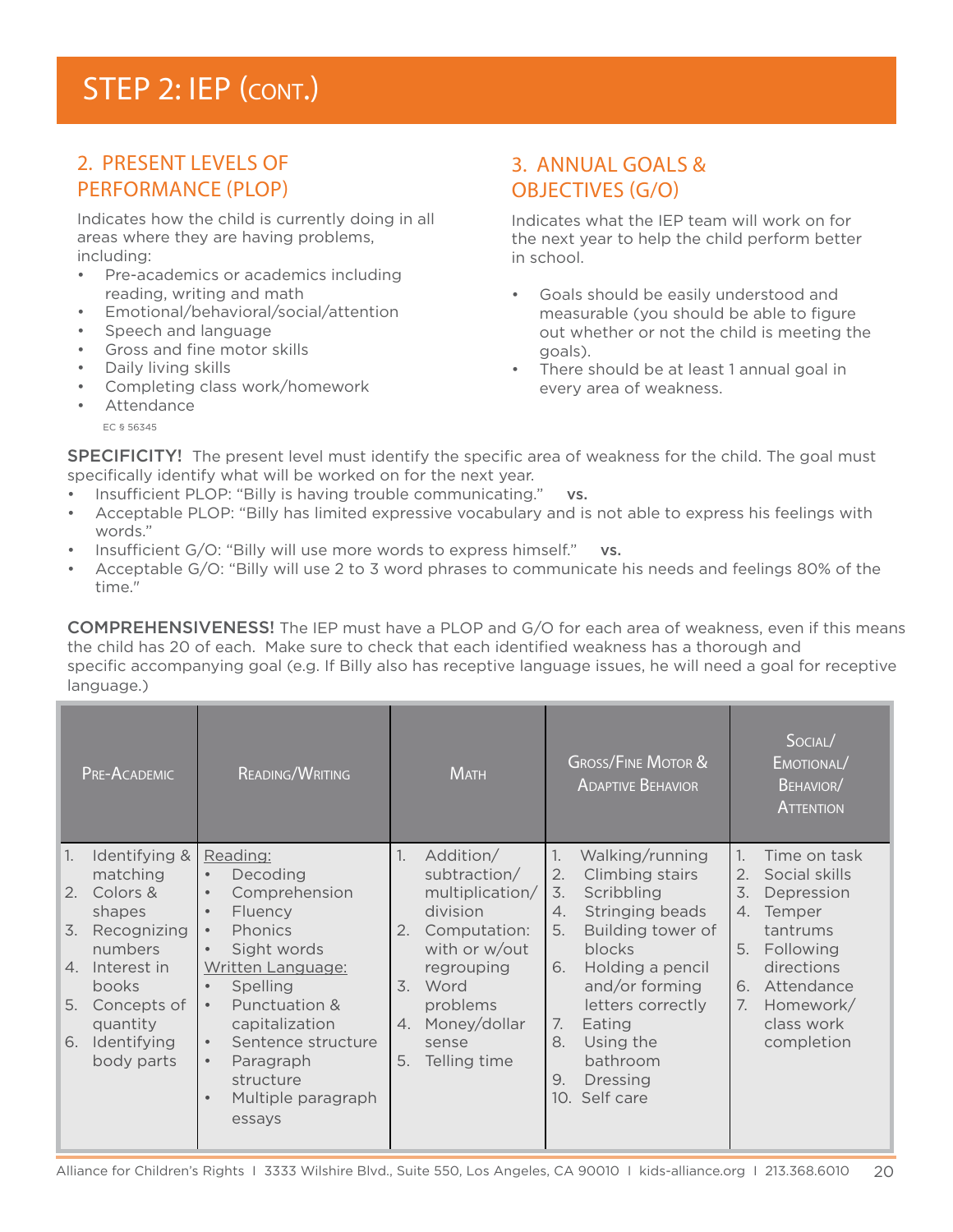# STEP 2: IEP (CONT.)

## 2. PRESENT LEVELS OF PERFORMANCE (PLOP)

Indicates how the child is currently doing in all areas where they are having problems, including:

- Pre-academics or academics including reading, writing and math
- Emotional/behavioral/social/attention
- Speech and language
- Gross and fine motor skills
- Daily living skills
- Completing class work/homework
- Attendance

EC § 56345

## 3. ANNUAL GOALS & OBJECTIVES (G/O)

Indicates what the IEP team will work on for the next year to help the child perform better in school.

- Goals should be easily understood and measurable (you should be able to figure out whether or not the child is meeting the goals).
- There should be at least 1 annual goal in every area of weakness.

**SPECIFICITY!** The present level must identify the specific area of weakness for the child. The goal must specifically identify what will be worked on for the next year.

- Insufficient PLOP: "Billy is having trouble communicating." **vs.**
- Acceptable PLOP: "Billy has limited expressive vocabulary and is not able to express his feelings with words."
- Insufficient G/O: "Billy will use more words to express himself." **vs.**
- Acceptable G/O: "Billy will use 2 to 3 word phrases to communicate his needs and feelings 80% of the time."

**COMPREHENSIVENESS!** The IEP must have a PLOP and G/O for each area of weakness, even if this means the child has 20 of each. Make sure to check that each identified weakness has a thorough and specific accompanying goal (e.g. If Billy also has receptive language issues, he will need a goal for receptive language.)

| Pre-Academic | Reading/Writing | Math | Gross/Fine Motor & Adaptive Behavior | Social/ Emotional/ Behavior/ Attention |
|---|---|---|---|---|
| 1. Identifying & matching<br>2. Colors & shapes<br>3. Recognizing numbers<br>4. Interest in books<br>5. Concepts of quantity<br>6. Identifying body parts | Reading:<br>• Decoding<br>• Comprehension<br>• Fluency<br>• Phonics<br>• Sight words<br>Written Language:<br>• Spelling<br>• Punctuation & capitalization<br>• Sentence structure<br>• Paragraph structure<br>• Multiple paragraph essays | 1. Addition/ subtraction/ multiplication/ division<br>2. Computation: with or w/out regrouping<br>3. Word problems<br>4. Money/dollar sense<br>5. Telling time | 1. Walking/running<br>2. Climbing stairs<br>3. Scribbling<br>4. Stringing beads<br>5. Building tower of blocks<br>6. Holding a pencil and/or forming letters correctly<br>7. Eating<br>8. Using the bathroom<br>9. Dressing<br>10. Self care | 1. Time on task<br>2. Social skills<br>3. Depression<br>4. Temper tantrums<br>5. Following directions<br>6. Attendance<br>7. Homework/ class work completion |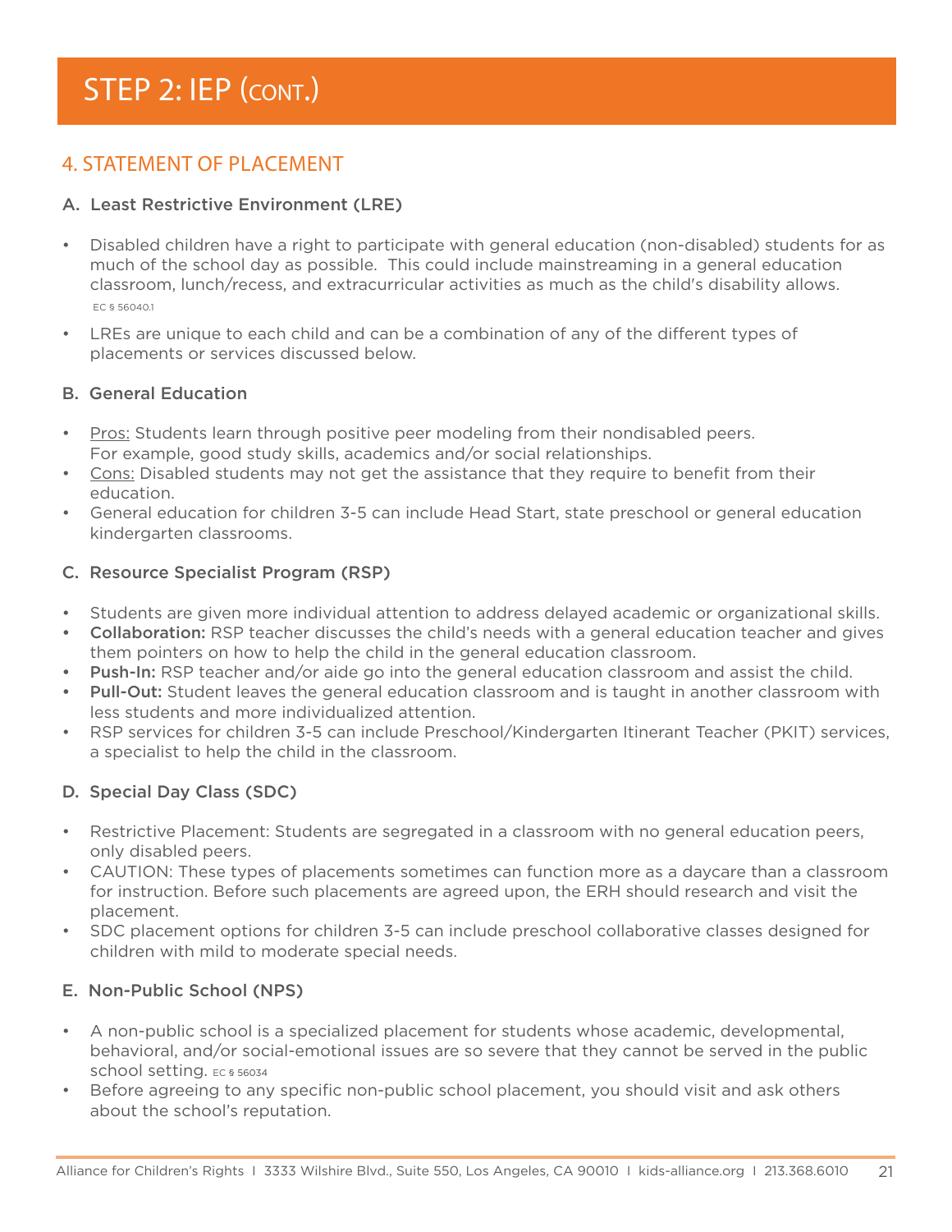# STEP 2: IEP (CONT.)

## 4. STATEMENT OF PLACEMENT

### A. Least Restrictive Environment (LRE)

- Disabled children have a right to participate with general education (non-disabled) students for as much of the school day as possible. This could include mainstreaming in a general education classroom, lunch/recess, and extracurricular activities as much as the child's disability allows. EC § 56040.1
- LREs are unique to each child and can be a combination of any of the different types of placements or services discussed below.

### B. General Education

- Pros: Students learn through positive peer modeling from their nondisabled peers. For example, good study skills, academics and/or social relationships.
- Cons: Disabled students may not get the assistance that they require to benefit from their education.
- General education for children 3-5 can include Head Start, state preschool or general education kindergarten classrooms.

### C. Resource Specialist Program (RSP)

- Students are given more individual attention to address delayed academic or organizational skills.
- **Collaboration:** RSP teacher discusses the child's needs with a general education teacher and gives them pointers on how to help the child in the general education classroom.
- **Push-In:** RSP teacher and/or aide go into the general education classroom and assist the child.
- **Pull-Out:** Student leaves the general education classroom and is taught in another classroom with less students and more individualized attention.
- RSP services for children 3-5 can include Preschool/Kindergarten Itinerant Teacher (PKIT) services, a specialist to help the child in the classroom.

### D. Special Day Class (SDC)

- Restrictive Placement: Students are segregated in a classroom with no general education peers, only disabled peers.
- CAUTION: These types of placements sometimes can function more as a daycare than a classroom for instruction. Before such placements are agreed upon, the ERH should research and visit the placement.
- SDC placement options for children 3-5 can include preschool collaborative classes designed for children with mild to moderate special needs.

### E. Non-Public School (NPS)

- A non-public school is a specialized placement for students whose academic, developmental, behavioral, and/or social-emotional issues are so severe that they cannot be served in the public school setting. EC § 56034
- Before agreeing to any specific non-public school placement, you should visit and ask others about the school's reputation.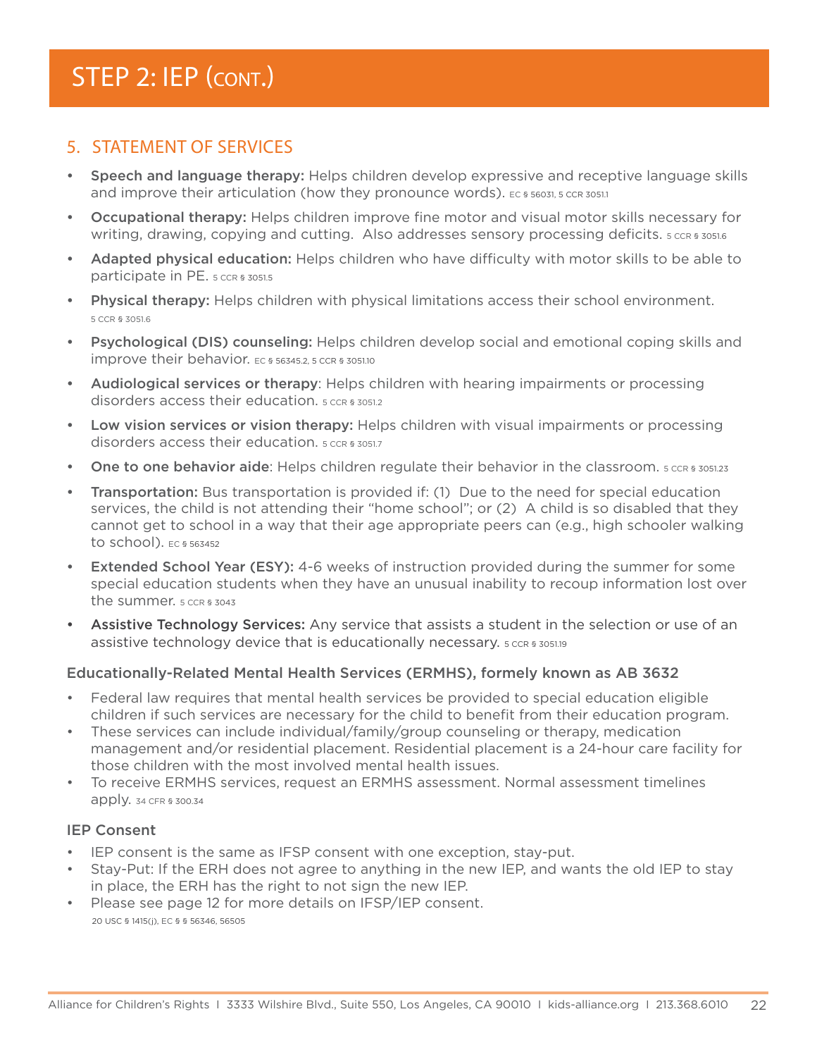# STEP 2: IEP (CONT.)

## 5. STATEMENT OF SERVICES

- **Speech and language therapy:** Helps children develop expressive and receptive language skills and improve their articulation (how they pronounce words). EC § 56031, 5 CCR 3051.1
- **Occupational therapy:** Helps children improve fine motor and visual motor skills necessary for writing, drawing, copying and cutting. Also addresses sensory processing deficits. 5 CCR § 3051.6
- **Adapted physical education:** Helps children who have difficulty with motor skills to be able to participate in PE. 5 CCR § 3051.5
- **Physical therapy:** Helps children with physical limitations access their school environment. 5 CCR § 3051.6
- **Psychological (DIS) counseling:** Helps children develop social and emotional coping skills and improve their behavior. EC § 56345.2, 5 CCR § 3051.10
- **Audiological services or therapy**: Helps children with hearing impairments or processing disorders access their education. 5 CCR § 3051.2
- **Low vision services or vision therapy:** Helps children with visual impairments or processing disorders access their education. 5 CCR § 3051.7
- **One to one behavior aide**: Helps children regulate their behavior in the classroom. 5 CCR § 3051.23
- **Transportation:** Bus transportation is provided if: (1) Due to the need for special education services, the child is not attending their "home school"; or (2) A child is so disabled that they cannot get to school in a way that their age appropriate peers can (e.g., high schooler walking to school). EC § 563452
- **Extended School Year (ESY):** 4-6 weeks of instruction provided during the summer for some special education students when they have an unusual inability to recoup information lost over the summer. 5 CCR § 3043
- **Assistive Technology Services:** Any service that assists a student in the selection or use of an assistive technology device that is educationally necessary. 5 CCR § 3051.19

### Educationally-Related Mental Health Services (ERMHS), formely known as AB 3632

- Federal law requires that mental health services be provided to special education eligible children if such services are necessary for the child to benefit from their education program.
- These services can include individual/family/group counseling or therapy, medication management and/or residential placement. Residential placement is a 24-hour care facility for those children with the most involved mental health issues.
- To receive ERMHS services, request an ERMHS assessment. Normal assessment timelines apply. 34 CFR § 300.34

### IEP Consent

- IEP consent is the same as IFSP consent with one exception, stay-put.
- Stay-Put: If the ERH does not agree to anything in the new IEP, and wants the old IEP to stay in place, the ERH has the right to not sign the new IEP.
- Please see page 12 for more details on IFSP/IEP consent.

20 USC § 1415(j), EC § § 56346, 56505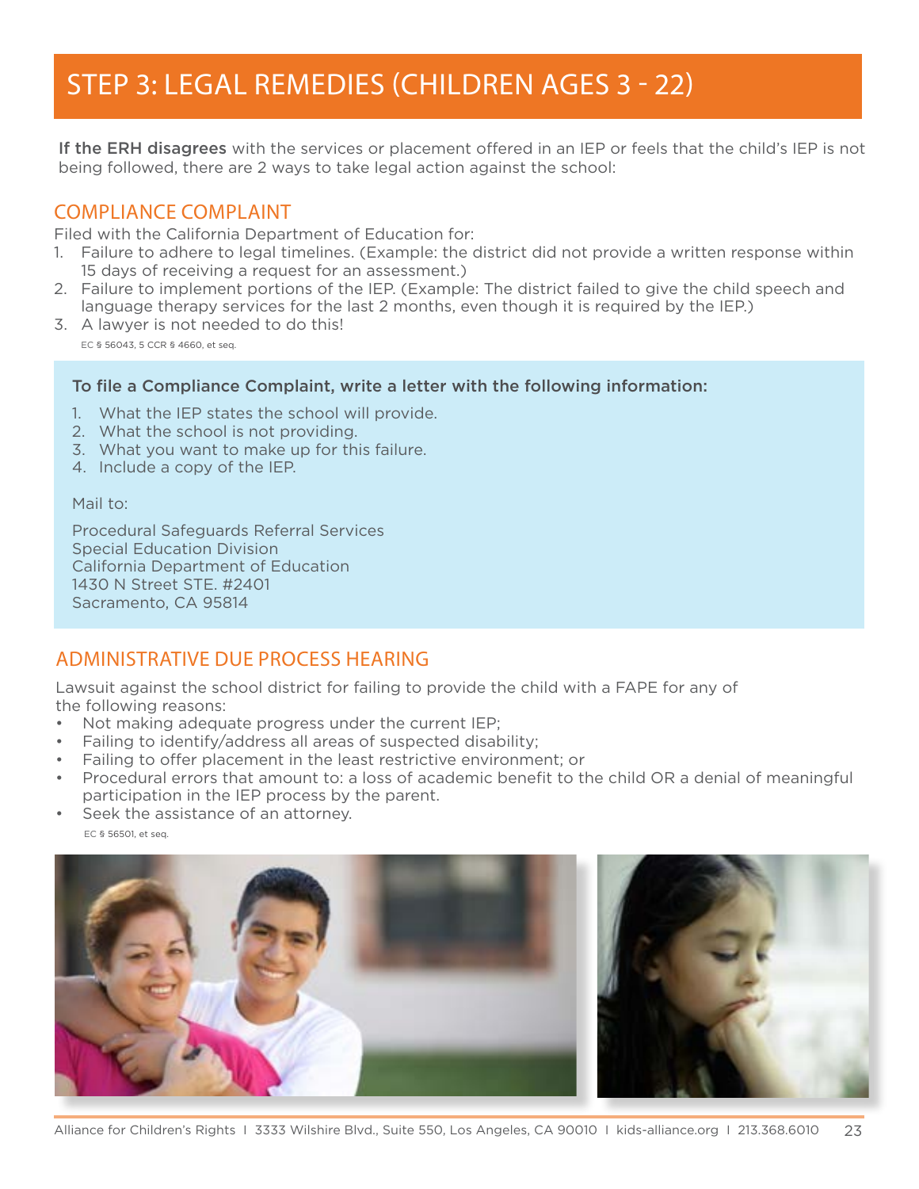# STEP 3: LEGAL REMEDIES (CHILDREN AGES 3 - 22)

**If the ERH disagrees** with the services or placement offered in an IEP or feels that the child's IEP is not being followed, there are 2 ways to take legal action against the school:

## COMPLIANCE COMPLAINT

Filed with the California Department of Education for:

1. Failure to adhere to legal timelines. (Example: the district did not provide a written response within 15 days of receiving a request for an assessment.)
2. Failure to implement portions of the IEP. (Example: The district failed to give the child speech and language therapy services for the last 2 months, even though it is required by the IEP.)
3. A lawyer is not needed to do this!

EC § 56043, 5 CCR § 4660, et seq.

**To file a Compliance Complaint, write a letter with the following information:**

1. What the IEP states the school will provide.
2. What the school is not providing.
3. What you want to make up for this failure.
4. Include a copy of the IEP.

Mail to:

Procedural Safeguards Referral Services
Special Education Division
California Department of Education
1430 N Street STE. #2401
Sacramento, CA 95814

## ADMINISTRATIVE DUE PROCESS HEARING

Lawsuit against the school district for failing to provide the child with a FAPE for any of the following reasons:

- Not making adequate progress under the current IEP;
- Failing to identify/address all areas of suspected disability;
- Failing to offer placement in the least restrictive environment; or
- Procedural errors that amount to: a loss of academic benefit to the child OR a denial of meaningful participation in the IEP process by the parent.
- Seek the assistance of an attorney.

EC § 56501, et seq.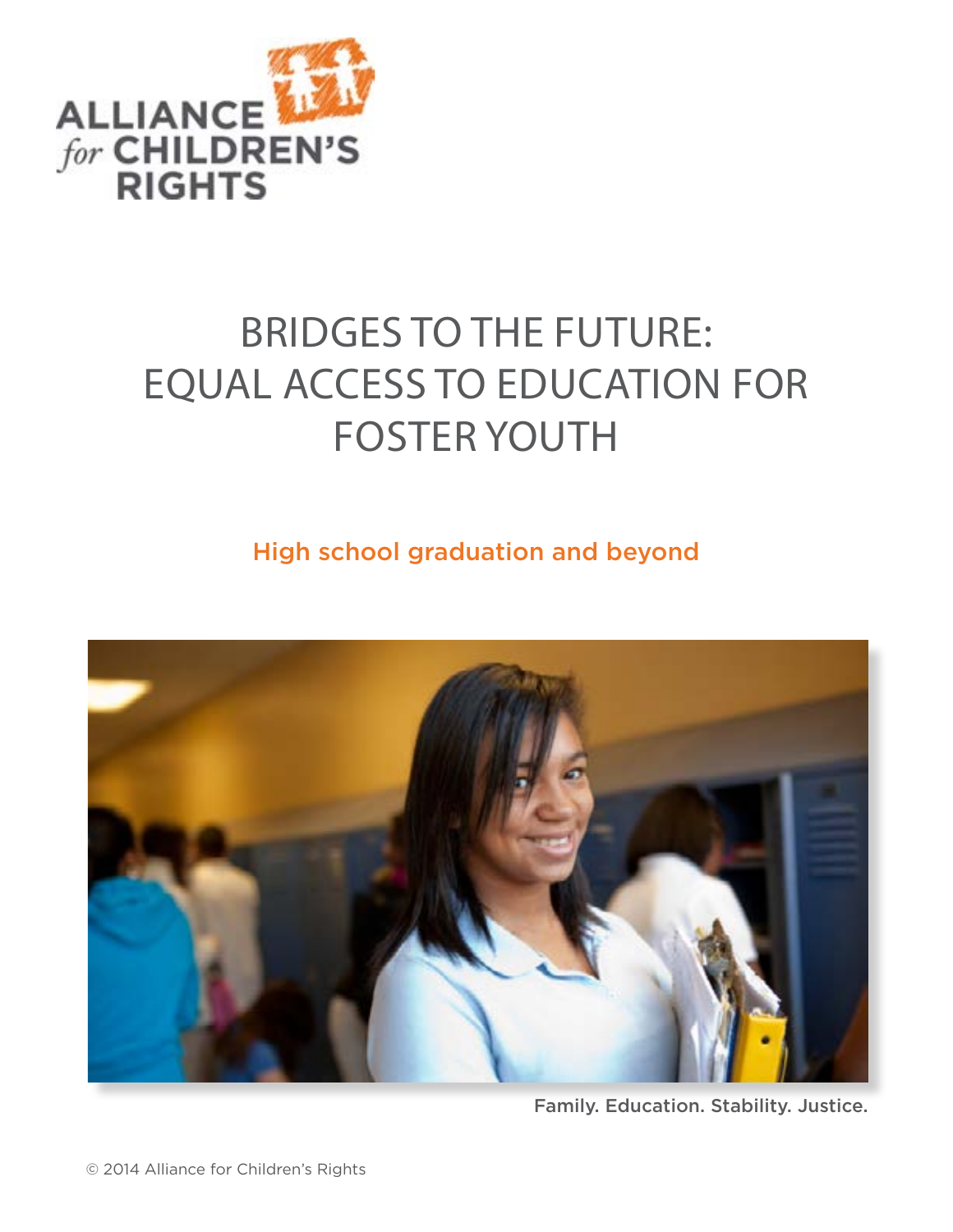ALLIANCE *for* CHILDREN'S RIGHTS

# BRIDGES TO THE FUTURE: EQUAL ACCESS TO EDUCATION FOR FOSTER YOUTH

## High school graduation and beyond

Family. Education. Stability. Justice.

© 2014 Alliance for Children's Rights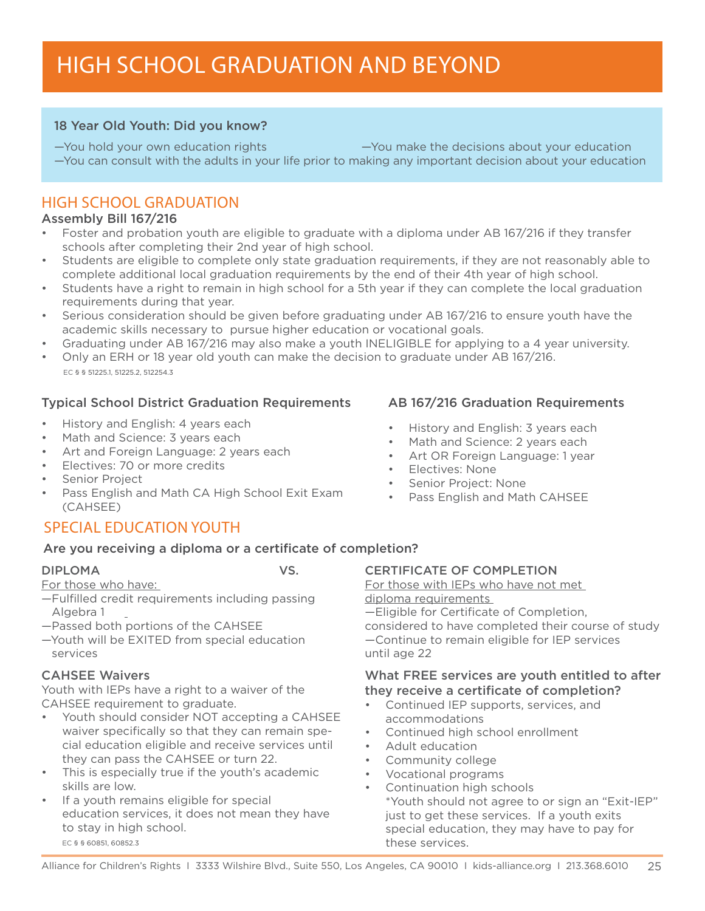# HIGH SCHOOL GRADUATION AND BEYOND

**18 Year Old Youth: Did you know?**

—You hold your own education rights

—You make the decisions about your education

—You can consult with the adults in your life prior to making any important decision about your education

## HIGH SCHOOL GRADUATION

### Assembly Bill 167/216

- Foster and probation youth are eligible to graduate with a diploma under AB 167/216 if they transfer schools after completing their 2nd year of high school.
- Students are eligible to complete only state graduation requirements, if they are not reasonably able to complete additional local graduation requirements by the end of their 4th year of high school.
- Students have a right to remain in high school for a 5th year if they can complete the local graduation requirements during that year.
- Serious consideration should be given before graduating under AB 167/216 to ensure youth have the academic skills necessary to pursue higher education or vocational goals.
- Graduating under AB 167/216 may also make a youth INELIGIBLE for applying to a 4 year university.
- Only an ERH or 18 year old youth can make the decision to graduate under AB 167/216.

EC § § 51225.1, 51225.2, 512254.3

### Typical School District Graduation Requirements

- History and English: 4 years each
- Math and Science: 3 years each
- Art and Foreign Language: 2 years each
- Electives: 70 or more credits
- Senior Project
- Pass English and Math CA High School Exit Exam (CAHSEE)

### AB 167/216 Graduation Requirements

- History and English: 3 years each
- Math and Science: 2 years each
- Art OR Foreign Language: 1 year
- Electives: None
- Senior Project: None
- Pass English and Math CAHSEE

## SPECIAL EDUCATION YOUTH

**Are you receiving a diploma or a certificate of completion?**

**DIPLOMA** VS.

For those who have:

—Fulfilled credit requirements including passing Algebra 1

—Passed both portions of the CAHSEE

—Youth will be EXITED from special education services

### CAHSEE Waivers

Youth with IEPs have a right to a waiver of the CAHSEE requirement to graduate.

- Youth should consider NOT accepting a CAHSEE waiver specifically so that they can remain special education eligible and receive services until they can pass the CAHSEE or turn 22.
- This is especially true if the youth's academic skills are low.
- If a youth remains eligible for special education services, it does not mean they have to stay in high school.

EC § § 60851, 60852.3

**CERTIFICATE OF COMPLETION**

For those with IEPs who have not met diploma requirements

—Eligible for Certificate of Completion, considered to have completed their course of study

—Continue to remain eligible for IEP services until age 22

### What FREE services are youth entitled to after they receive a certificate of completion?

- Continued IEP supports, services, and accommodations
- Continued high school enrollment
- Adult education
- Community college
- Vocational programs
- Continuation high schools

  *Youth should not agree to or sign an "Exit-IEP" just to get these services. If a youth exits special education, they may have to pay for these services.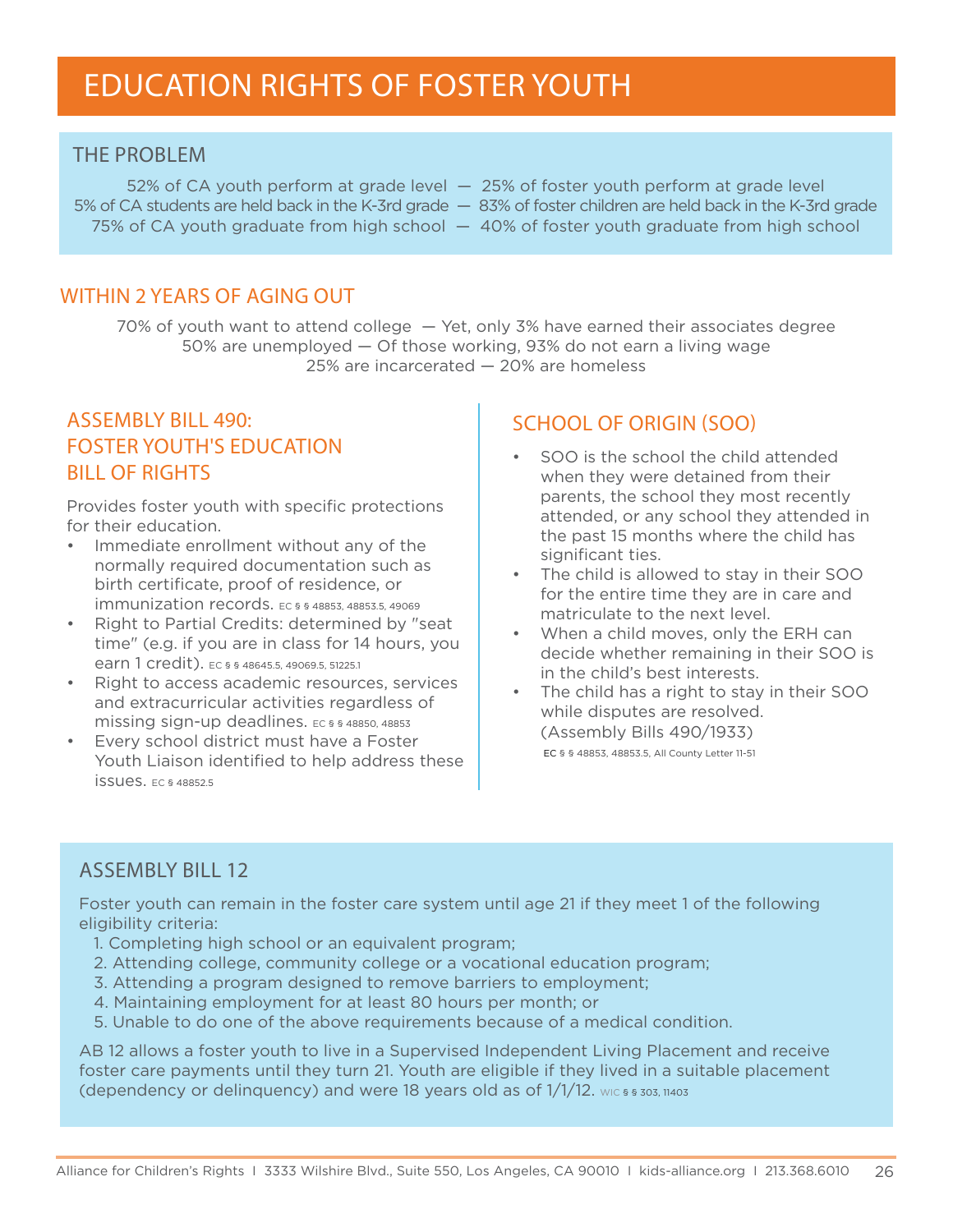# EDUCATION RIGHTS OF FOSTER YOUTH

## THE PROBLEM

52% of CA youth perform at grade level — 25% of foster youth perform at grade level
5% of CA students are held back in the K-3rd grade — 83% of foster children are held back in the K-3rd grade
75% of CA youth graduate from high school — 40% of foster youth graduate from high school

## WITHIN 2 YEARS OF AGING OUT

70% of youth want to attend college — Yet, only 3% have earned their associates degree
50% are unemployed — Of those working, 93% do not earn a living wage
25% are incarcerated — 20% are homeless

## ASSEMBLY BILL 490: FOSTER YOUTH'S EDUCATION BILL OF RIGHTS

Provides foster youth with specific protections for their education.

- Immediate enrollment without any of the normally required documentation such as birth certificate, proof of residence, or immunization records. EC § § 48853, 48853.5, 49069
- Right to Partial Credits: determined by "seat time" (e.g. if you are in class for 14 hours, you earn 1 credit). EC § § 48645.5, 49069.5, 51225.1
- Right to access academic resources, services and extracurricular activities regardless of missing sign-up deadlines. EC § § 48850, 48853
- Every school district must have a Foster Youth Liaison identified to help address these issues. EC § 48852.5

## SCHOOL OF ORIGIN (SOO)

- SOO is the school the child attended when they were detained from their parents, the school they most recently attended, or any school they attended in the past 15 months where the child has significant ties.
- The child is allowed to stay in their SOO for the entire time they are in care and matriculate to the next level.
- When a child moves, only the ERH can decide whether remaining in their SOO is in the child's best interests.
- The child has a right to stay in their SOO while disputes are resolved. (Assembly Bills 490/1933)

EC § § 48853, 48853.5, All County Letter 11-51

## ASSEMBLY BILL 12

Foster youth can remain in the foster care system until age 21 if they meet 1 of the following eligibility criteria:

1. Completing high school or an equivalent program;
2. Attending college, community college or a vocational education program;
3. Attending a program designed to remove barriers to employment;
4. Maintaining employment for at least 80 hours per month; or
5. Unable to do one of the above requirements because of a medical condition.

AB 12 allows a foster youth to live in a Supervised Independent Living Placement and receive foster care payments until they turn 21. Youth are eligible if they lived in a suitable placement (dependency or delinquency) and were 18 years old as of 1/1/12. WIC § § 303, 11403

Alliance for Children's Rights I 3333 Wilshire Blvd., Suite 550, Los Angeles, CA 90010 I kids-alliance.org I 213.368.6010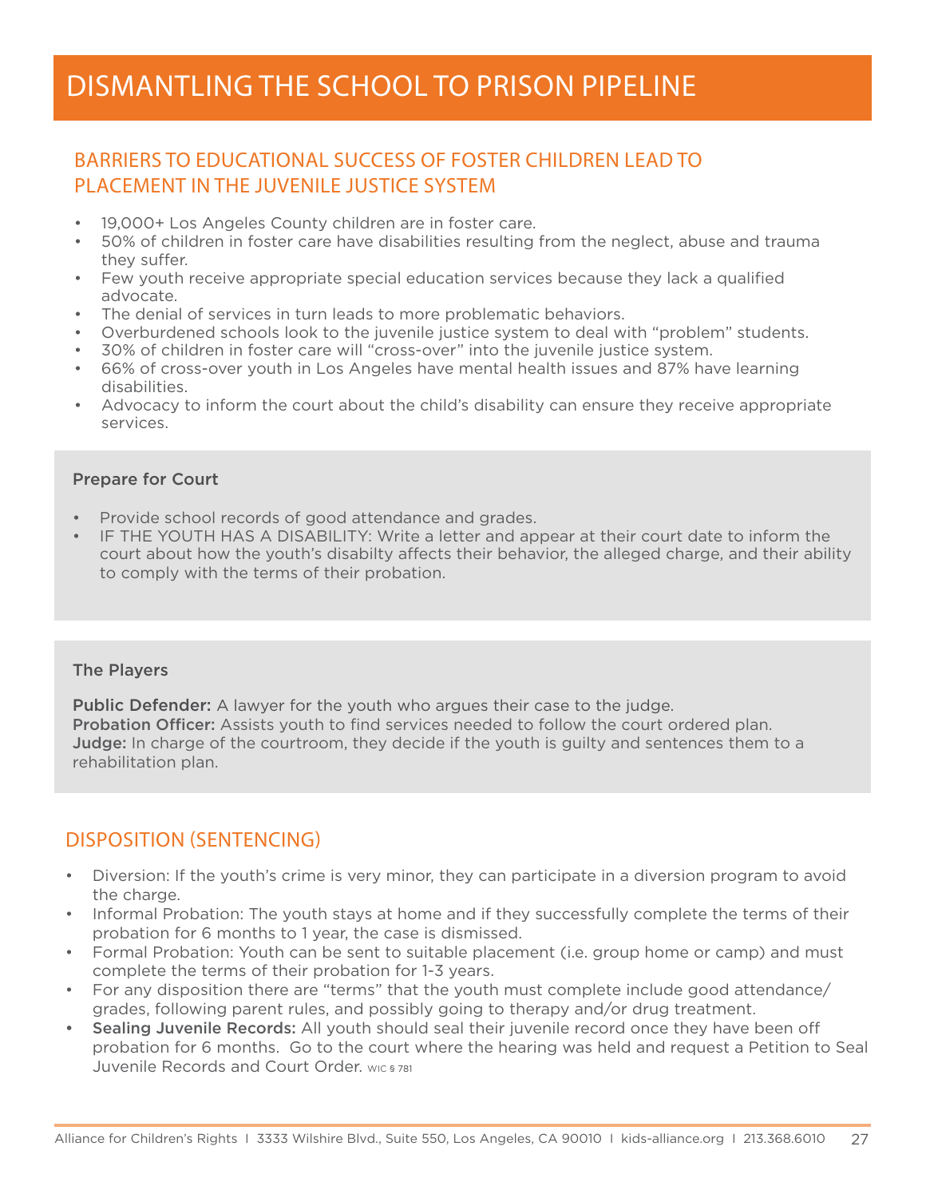# DISMANTLING THE SCHOOL TO PRISON PIPELINE

## BARRIERS TO EDUCATIONAL SUCCESS OF FOSTER CHILDREN LEAD TO PLACEMENT IN THE JUVENILE JUSTICE SYSTEM

- 19,000+ Los Angeles County children are in foster care.
- 50% of children in foster care have disabilities resulting from the neglect, abuse and trauma they suffer.
- Few youth receive appropriate special education services because they lack a qualified advocate.
- The denial of services in turn leads to more problematic behaviors.
- Overburdened schools look to the juvenile justice system to deal with "problem" students.
- 30% of children in foster care will "cross-over" into the juvenile justice system.
- 66% of cross-over youth in Los Angeles have mental health issues and 87% have learning disabilities.
- Advocacy to inform the court about the child's disability can ensure they receive appropriate services.

### Prepare for Court

- Provide school records of good attendance and grades.
- IF THE YOUTH HAS A DISABILITY: Write a letter and appear at their court date to inform the court about how the youth's disabilty affects their behavior, the alleged charge, and their ability to comply with the terms of their probation.

### The Players

**Public Defender:** A lawyer for the youth who argues their case to the judge.
**Probation Officer:** Assists youth to find services needed to follow the court ordered plan.
**Judge:** In charge of the courtroom, they decide if the youth is guilty and sentences them to a rehabilitation plan.

## DISPOSITION (SENTENCING)

- Diversion: If the youth's crime is very minor, they can participate in a diversion program to avoid the charge.
- Informal Probation: The youth stays at home and if they successfully complete the terms of their probation for 6 months to 1 year, the case is dismissed.
- Formal Probation: Youth can be sent to suitable placement (i.e. group home or camp) and must complete the terms of their probation for 1-3 years.
- For any disposition there are "terms" that the youth must complete include good attendance/grades, following parent rules, and possibly going to therapy and/or drug treatment.
- **Sealing Juvenile Records:** All youth should seal their juvenile record once they have been off probation for 6 months. Go to the court where the hearing was held and request a Petition to Seal Juvenile Records and Court Order. WIC § 781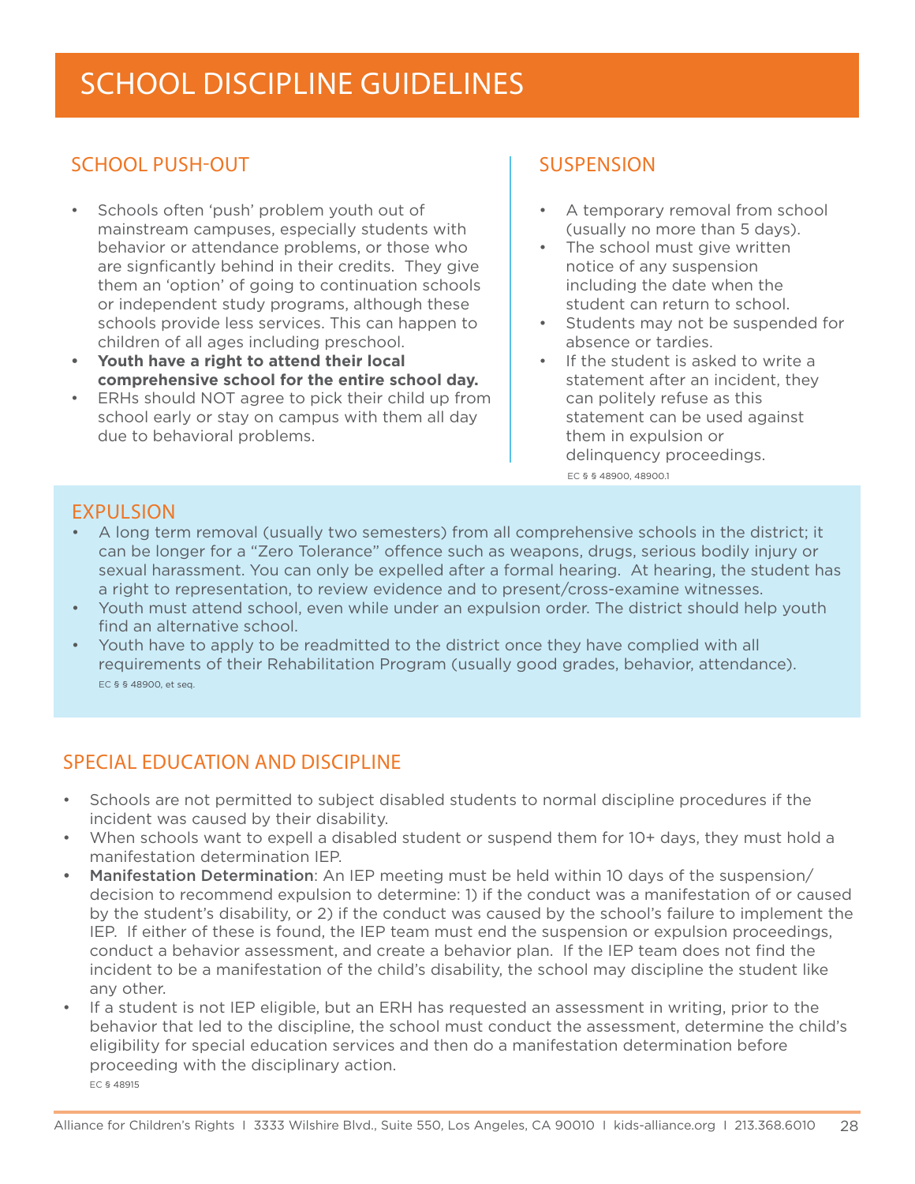# SCHOOL DISCIPLINE GUIDELINES

## SCHOOL PUSH-OUT

- Schools often 'push' problem youth out of mainstream campuses, especially students with behavior or attendance problems, or those who are signficantly behind in their credits. They give them an 'option' of going to continuation schools or independent study programs, although these schools provide less services. This can happen to children of all ages including preschool.
- **Youth have a right to attend their local comprehensive school for the entire school day.**
- ERHs should NOT agree to pick their child up from school early or stay on campus with them all day due to behavioral problems.

## SUSPENSION

- A temporary removal from school (usually no more than 5 days).
- The school must give written notice of any suspension including the date when the student can return to school.
- Students may not be suspended for absence or tardies.
- If the student is asked to write a statement after an incident, they can politely refuse as this statement can be used against them in expulsion or delinquency proceedings.

EC § § 48900, 48900.1

## EXPULSION

- A long term removal (usually two semesters) from all comprehensive schools in the district; it can be longer for a "Zero Tolerance" offence such as weapons, drugs, serious bodily injury or sexual harassment. You can only be expelled after a formal hearing. At hearing, the student has a right to representation, to review evidence and to present/cross-examine witnesses.
- Youth must attend school, even while under an expulsion order. The district should help youth find an alternative school.
- Youth have to apply to be readmitted to the district once they have complied with all requirements of their Rehabilitation Program (usually good grades, behavior, attendance).

EC § § 48900, et seq.

## SPECIAL EDUCATION AND DISCIPLINE

- Schools are not permitted to subject disabled students to normal discipline procedures if the incident was caused by their disability.
- When schools want to expell a disabled student or suspend them for 10+ days, they must hold a manifestation determination IEP.
- **Manifestation Determination**: An IEP meeting must be held within 10 days of the suspension/ decision to recommend expulsion to determine: 1) if the conduct was a manifestation of or caused by the student's disability, or 2) if the conduct was caused by the school's failure to implement the IEP. If either of these is found, the IEP team must end the suspension or expulsion proceedings, conduct a behavior assessment, and create a behavior plan. If the IEP team does not find the incident to be a manifestation of the child's disability, the school may discipline the student like any other.
- If a student is not IEP eligible, but an ERH has requested an assessment in writing, prior to the behavior that led to the discipline, the school must conduct the assessment, determine the child's eligibility for special education services and then do a manifestation determination before proceeding with the disciplinary action.

EC § 48915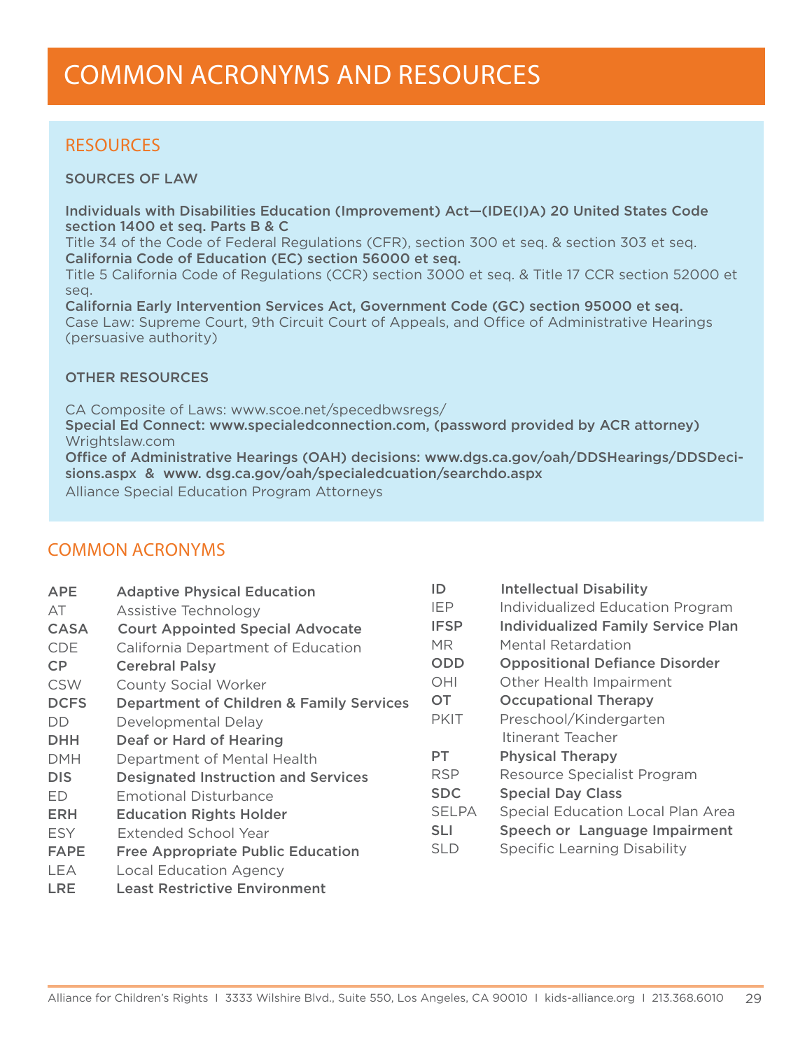# COMMON ACRONYMS AND RESOURCES

## RESOURCES

### SOURCES OF LAW

**Individuals with Disabilities Education (Improvement) Act—(IDE(I)A) 20 United States Code section 1400 et seq. Parts B & C**
Title 34 of the Code of Federal Regulations (CFR), section 300 et seq. & section 303 et seq.
**California Code of Education (EC) section 56000 et seq.**
Title 5 California Code of Regulations (CCR) section 3000 et seq. & Title 17 CCR section 52000 et seq.
**California Early Intervention Services Act, Government Code (GC) section 95000 et seq.**
Case Law: Supreme Court, 9th Circuit Court of Appeals, and Office of Administrative Hearings (persuasive authority)

### OTHER RESOURCES

CA Composite of Laws: www.scoe.net/specedbwsregs/
**Special Ed Connect: www.specialedconnection.com, (password provided by ACR attorney)**
Wrightslaw.com
**Office of Administrative Hearings (OAH) decisions: www.dgs.ca.gov/oah/DDSHearings/DDSDecisions.aspx & www. dsg.ca.gov/oah/specialedcuation/searchdo.aspx**
Alliance Special Education Program Attorneys

## COMMON ACRONYMS

| | |
|---|---|
| **APE** | **Adaptive Physical Education** |
| AT | Assistive Technology |
| **CASA** | **Court Appointed Special Advocate** |
| CDE | California Department of Education |
| **CP** | **Cerebral Palsy** |
| CSW | County Social Worker |
| **DCFS** | **Department of Children & Family Services** |
| DD | Developmental Delay |
| **DHH** | **Deaf or Hard of Hearing** |
| DMH | Department of Mental Health |
| **DIS** | **Designated Instruction and Services** |
| ED | Emotional Disturbance |
| **ERH** | **Education Rights Holder** |
| ESY | Extended School Year |
| **FAPE** | **Free Appropriate Public Education** |
| LEA | Local Education Agency |
| **LRE** | **Least Restrictive Environment** |
| **ID** | **Intellectual Disability** |
| IEP | Individualized Education Program |
| **IFSP** | **Individualized Family Service Plan** |
| MR | Mental Retardation |
| **ODD** | **Oppositional Defiance Disorder** |
| OHI | Other Health Impairment |
| **OT** | **Occupational Therapy** |
| PKIT | Preschool/Kindergarten Itinerant Teacher |
| **PT** | **Physical Therapy** |
| RSP | Resource Specialist Program |
| **SDC** | **Special Day Class** |
| SELPA | Special Education Local Plan Area |
| **SLI** | **Speech or Language Impairment** |
| SLD | Specific Learning Disability |

Alliance for Children's Rights I 3333 Wilshire Blvd., Suite 550, Los Angeles, CA 90010 I kids-alliance.org I 213.368.6010